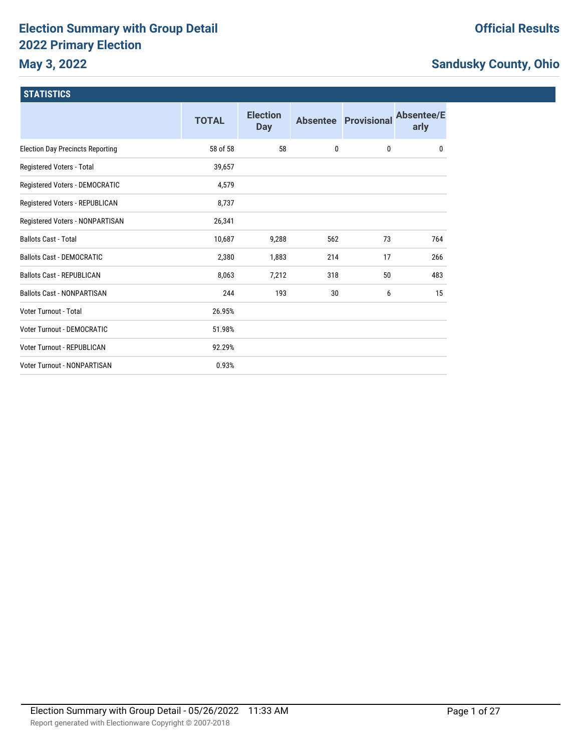# Election Summary with Group Detail
# 2022 Primary Election
## May 3, 2022

**Official Results**

**Sandusky County, Ohio**

### STATISTICS

| | TOTAL | Election Day | Absentee | Provisional | Absentee/Early |
|---|---|---|---|---|---|
| Election Day Precincts Reporting | 58 of 58 | 58 | 0 | 0 | 0 |
| Registered Voters - Total | 39,657 | | | | |
| Registered Voters - DEMOCRATIC | 4,579 | | | | |
| Registered Voters - REPUBLICAN | 8,737 | | | | |
| Registered Voters - NONPARTISAN | 26,341 | | | | |
| Ballots Cast - Total | 10,687 | 9,288 | 562 | 73 | 764 |
| Ballots Cast - DEMOCRATIC | 2,380 | 1,883 | 214 | 17 | 266 |
| Ballots Cast - REPUBLICAN | 8,063 | 7,212 | 318 | 50 | 483 |
| Ballots Cast - NONPARTISAN | 244 | 193 | 30 | 6 | 15 |
| Voter Turnout - Total | 26.95% | | | | |
| Voter Turnout - DEMOCRATIC | 51.98% | | | | |
| Voter Turnout - REPUBLICAN | 92.29% | | | | |
| Voter Turnout - NONPARTISAN | 0.93% | | | | |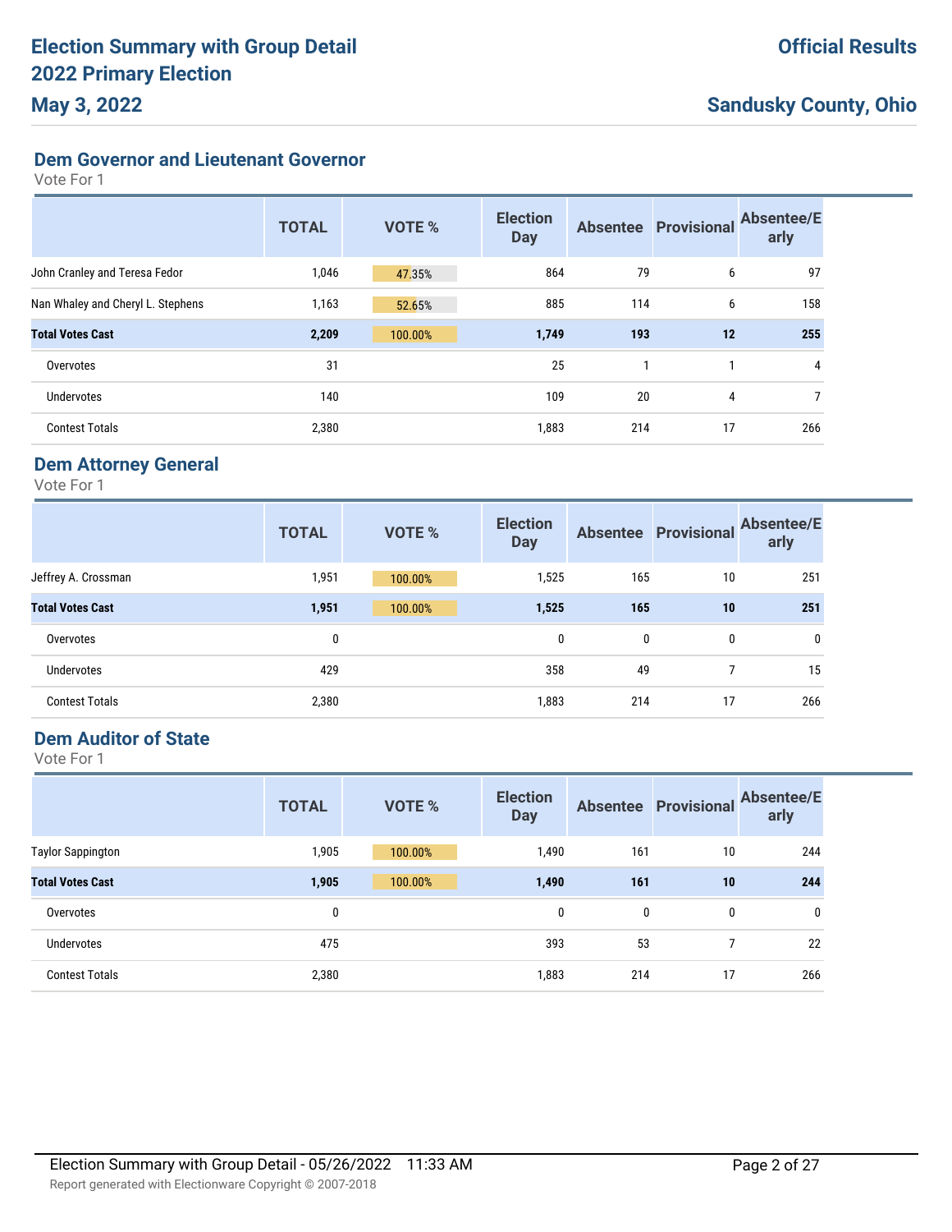## Dem Governor and Lieutenant Governor

Vote For 1

| | TOTAL | VOTE % | Election Day | Absentee | Provisional | Absentee/Early |
|---|---|---|---|---|---|---|
| John Cranley and Teresa Fedor | 1,046 | 47.35% | 864 | 79 | 6 | 97 |
| Nan Whaley and Cheryl L. Stephens | 1,163 | 52.65% | 885 | 114 | 6 | 158 |
| **Total Votes Cast** | **2,209** | **100.00%** | **1,749** | **193** | **12** | **255** |
| Overvotes | 31 | | 25 | 1 | 1 | 4 |
| Undervotes | 140 | | 109 | 20 | 4 | 7 |
| Contest Totals | 2,380 | | 1,883 | 214 | 17 | 266 |

## Dem Attorney General

Vote For 1

| | TOTAL | VOTE % | Election Day | Absentee | Provisional | Absentee/Early |
|---|---|---|---|---|---|---|
| Jeffrey A. Crossman | 1,951 | 100.00% | 1,525 | 165 | 10 | 251 |
| **Total Votes Cast** | **1,951** | **100.00%** | **1,525** | **165** | **10** | **251** |
| Overvotes | 0 | | 0 | 0 | 0 | 0 |
| Undervotes | 429 | | 358 | 49 | 7 | 15 |
| Contest Totals | 2,380 | | 1,883 | 214 | 17 | 266 |

## Dem Auditor of State

Vote For 1

| | TOTAL | VOTE % | Election Day | Absentee | Provisional | Absentee/Early |
|---|---|---|---|---|---|---|
| Taylor Sappington | 1,905 | 100.00% | 1,490 | 161 | 10 | 244 |
| **Total Votes Cast** | **1,905** | **100.00%** | **1,490** | **161** | **10** | **244** |
| Overvotes | 0 | | 0 | 0 | 0 | 0 |
| Undervotes | 475 | | 393 | 53 | 7 | 22 |
| Contest Totals | 2,380 | | 1,883 | 214 | 17 | 266 |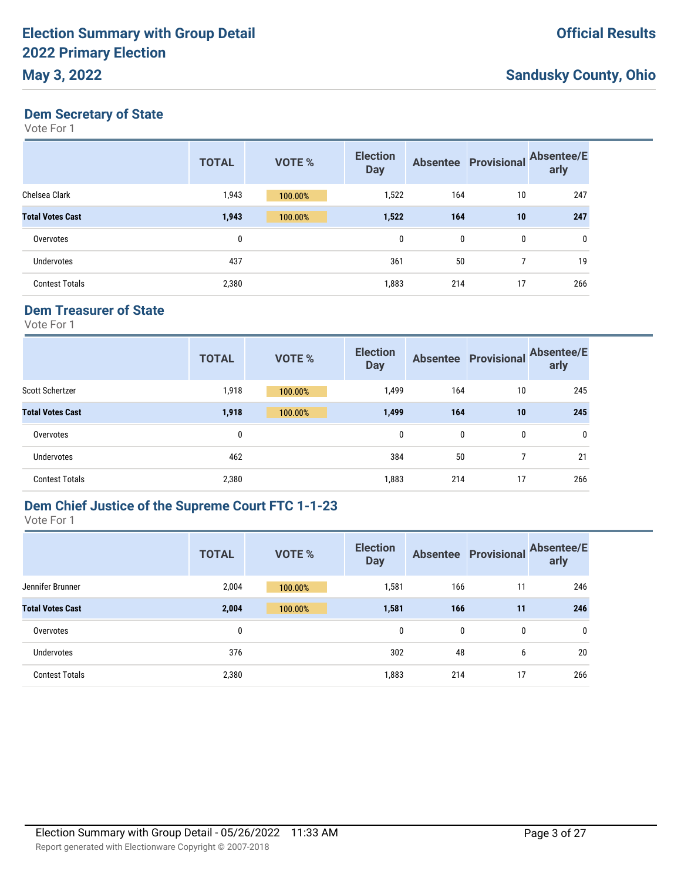## Dem Secretary of State

Vote For 1

| | TOTAL | VOTE % | Election Day | Absentee | Provisional | Absentee/Early |
|---|---|---|---|---|---|---|
| Chelsea Clark | 1,943 | 100.00% | 1,522 | 164 | 10 | 247 |
| **Total Votes Cast** | **1,943** | 100.00% | **1,522** | **164** | **10** | **247** |
| Overvotes | 0 | | 0 | 0 | 0 | 0 |
| Undervotes | 437 | | 361 | 50 | 7 | 19 |
| Contest Totals | 2,380 | | 1,883 | 214 | 17 | 266 |

## Dem Treasurer of State

Vote For 1

| | TOTAL | VOTE % | Election Day | Absentee | Provisional | Absentee/Early |
|---|---|---|---|---|---|---|
| Scott Schertzer | 1,918 | 100.00% | 1,499 | 164 | 10 | 245 |
| **Total Votes Cast** | **1,918** | 100.00% | **1,499** | **164** | **10** | **245** |
| Overvotes | 0 | | 0 | 0 | 0 | 0 |
| Undervotes | 462 | | 384 | 50 | 7 | 21 |
| Contest Totals | 2,380 | | 1,883 | 214 | 17 | 266 |

## Dem Chief Justice of the Supreme Court FTC 1-1-23

Vote For 1

| | TOTAL | VOTE % | Election Day | Absentee | Provisional | Absentee/Early |
|---|---|---|---|---|---|---|
| Jennifer Brunner | 2,004 | 100.00% | 1,581 | 166 | 11 | 246 |
| **Total Votes Cast** | **2,004** | 100.00% | **1,581** | **166** | **11** | **246** |
| Overvotes | 0 | | 0 | 0 | 0 | 0 |
| Undervotes | 376 | | 302 | 48 | 6 | 20 |
| Contest Totals | 2,380 | | 1,883 | 214 | 17 | 266 |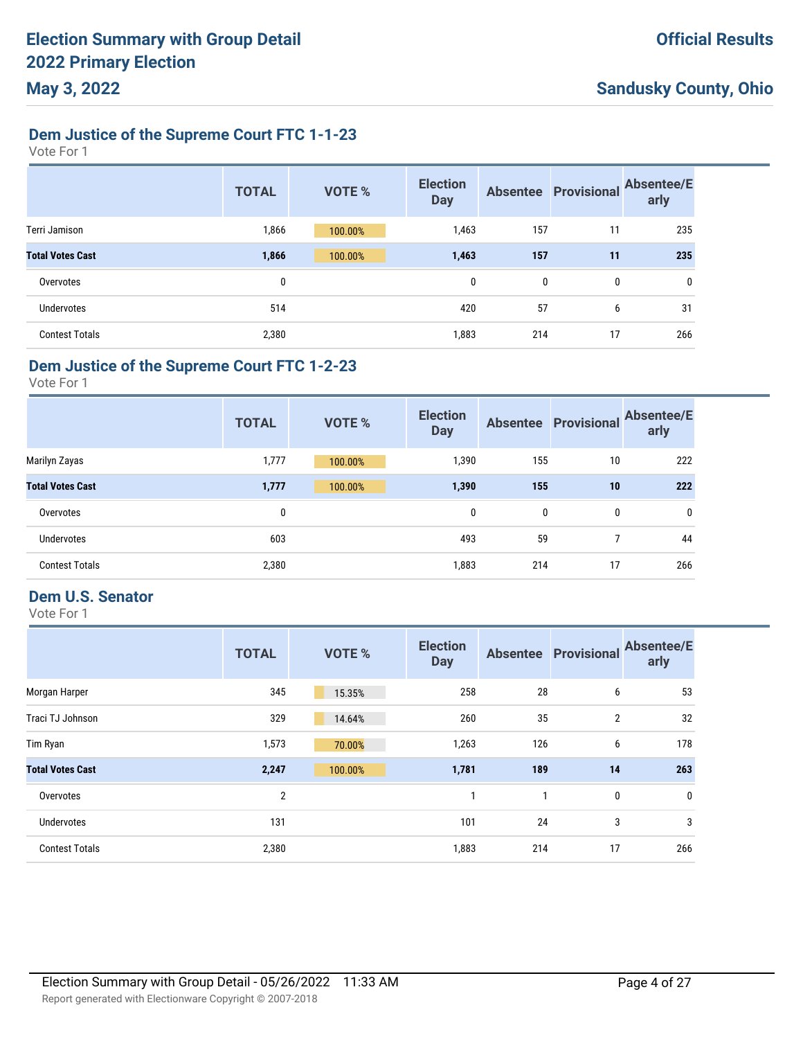# Election Summary with Group Detail
# 2022 Primary Election
## May 3, 2022

**Official Results**

**Sandusky County, Ohio**

## Dem Justice of the Supreme Court FTC 1-1-23

Vote For 1

| | TOTAL | VOTE % | Election Day | Absentee | Provisional | Absentee/Early |
|---|---|---|---|---|---|---|
| Terri Jamison | 1,866 | 100.00% | 1,463 | 157 | 11 | 235 |
| **Total Votes Cast** | **1,866** | **100.00%** | **1,463** | **157** | **11** | **235** |
| Overvotes | 0 | | 0 | 0 | 0 | 0 |
| Undervotes | 514 | | 420 | 57 | 6 | 31 |
| Contest Totals | 2,380 | | 1,883 | 214 | 17 | 266 |

## Dem Justice of the Supreme Court FTC 1-2-23

Vote For 1

| | TOTAL | VOTE % | Election Day | Absentee | Provisional | Absentee/Early |
|---|---|---|---|---|---|---|
| Marilyn Zayas | 1,777 | 100.00% | 1,390 | 155 | 10 | 222 |
| **Total Votes Cast** | **1,777** | **100.00%** | **1,390** | **155** | **10** | **222** |
| Overvotes | 0 | | 0 | 0 | 0 | 0 |
| Undervotes | 603 | | 493 | 59 | 7 | 44 |
| Contest Totals | 2,380 | | 1,883 | 214 | 17 | 266 |

## Dem U.S. Senator

Vote For 1

| | TOTAL | VOTE % | Election Day | Absentee | Provisional | Absentee/Early |
|---|---|---|---|---|---|---|
| Morgan Harper | 345 | 15.35% | 258 | 28 | 6 | 53 |
| Traci TJ Johnson | 329 | 14.64% | 260 | 35 | 2 | 32 |
| Tim Ryan | 1,573 | 70.00% | 1,263 | 126 | 6 | 178 |
| **Total Votes Cast** | **2,247** | **100.00%** | **1,781** | **189** | **14** | **263** |
| Overvotes | 2 | | 1 | 1 | 0 | 0 |
| Undervotes | 131 | | 101 | 24 | 3 | 3 |
| Contest Totals | 2,380 | | 1,883 | 214 | 17 | 266 |

Election Summary with Group Detail - 05/26/2022 11:33 AM

Report generated with Electionware Copyright © 2007-2018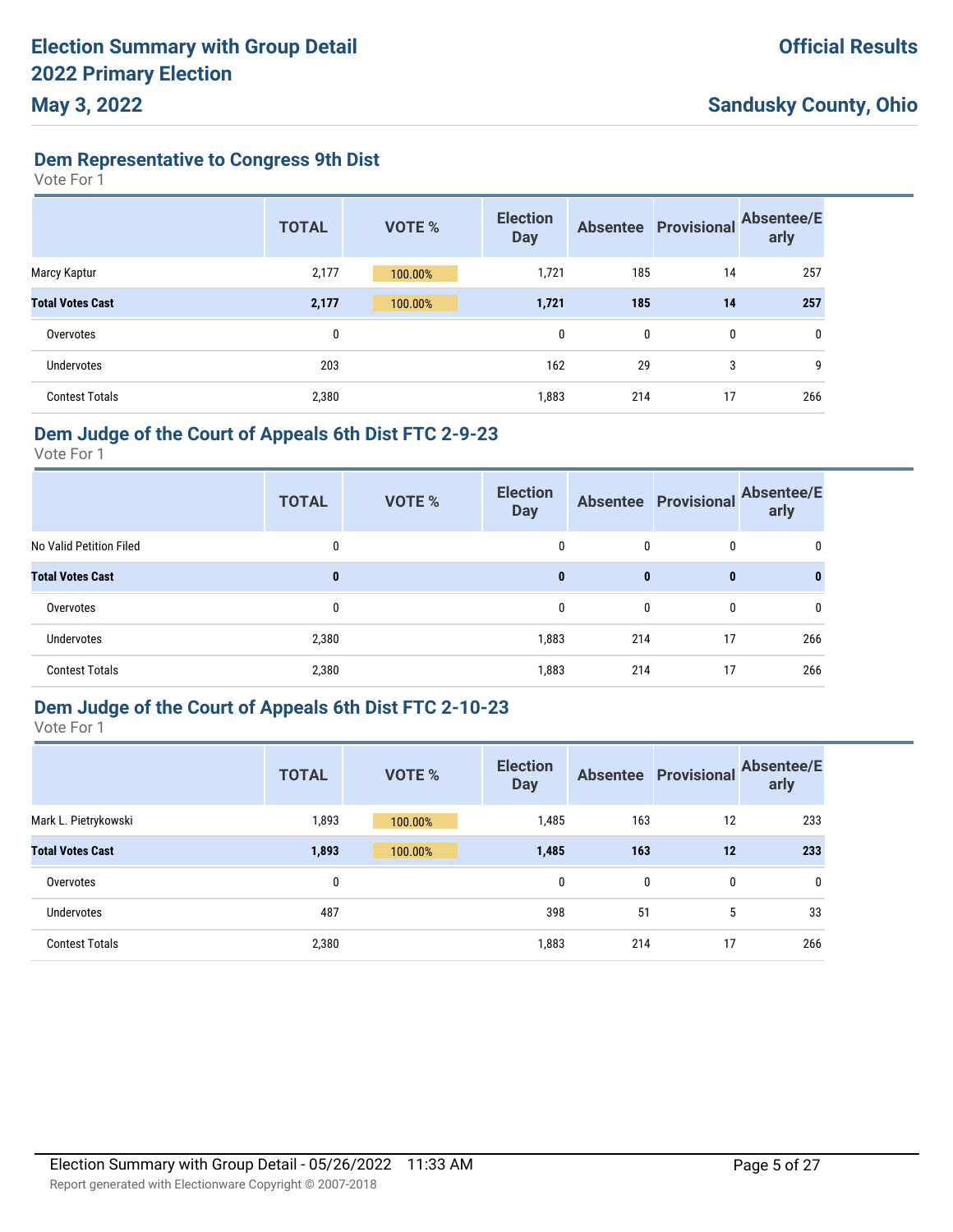## Dem Representative to Congress 9th Dist

Vote For 1

| | TOTAL | VOTE % | Election Day | Absentee | Provisional | Absentee/Early |
|---|---|---|---|---|---|---|
| Marcy Kaptur | 2,177 | 100.00% | 1,721 | 185 | 14 | 257 |
| **Total Votes Cast** | **2,177** | **100.00%** | **1,721** | **185** | **14** | **257** |
| Overvotes | 0 | | 0 | 0 | 0 | 0 |
| Undervotes | 203 | | 162 | 29 | 3 | 9 |
| Contest Totals | 2,380 | | 1,883 | 214 | 17 | 266 |

## Dem Judge of the Court of Appeals 6th Dist FTC 2-9-23

Vote For 1

| | TOTAL | VOTE % | Election Day | Absentee | Provisional | Absentee/Early |
|---|---|---|---|---|---|---|
| No Valid Petition Filed | 0 | | 0 | 0 | 0 | 0 |
| **Total Votes Cast** | **0** | | **0** | **0** | **0** | **0** |
| Overvotes | 0 | | 0 | 0 | 0 | 0 |
| Undervotes | 2,380 | | 1,883 | 214 | 17 | 266 |
| Contest Totals | 2,380 | | 1,883 | 214 | 17 | 266 |

## Dem Judge of the Court of Appeals 6th Dist FTC 2-10-23

Vote For 1

| | TOTAL | VOTE % | Election Day | Absentee | Provisional | Absentee/Early |
|---|---|---|---|---|---|---|
| Mark L. Pietrykowski | 1,893 | 100.00% | 1,485 | 163 | 12 | 233 |
| **Total Votes Cast** | **1,893** | **100.00%** | **1,485** | **163** | **12** | **233** |
| Overvotes | 0 | | 0 | 0 | 0 | 0 |
| Undervotes | 487 | | 398 | 51 | 5 | 33 |
| Contest Totals | 2,380 | | 1,883 | 214 | 17 | 266 |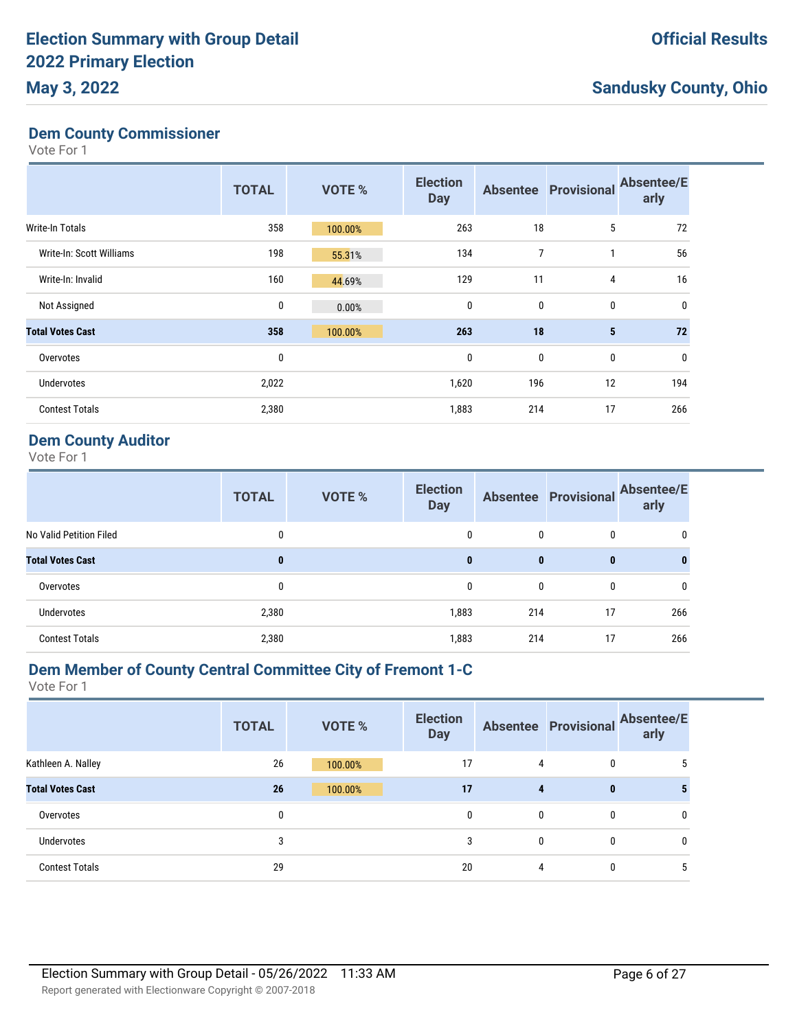## Dem County Commissioner

Vote For 1

| | TOTAL | VOTE % | Election Day | Absentee | Provisional | Absentee/Early |
|---|---|---|---|---|---|---|
| Write-In Totals | 358 | 100.00% | 263 | 18 | 5 | 72 |
| Write-In: Scott Williams | 198 | 55.31% | 134 | 7 | 1 | 56 |
| Write-In: Invalid | 160 | 44.69% | 129 | 11 | 4 | 16 |
| Not Assigned | 0 | 0.00% | 0 | 0 | 0 | 0 |
| **Total Votes Cast** | **358** | **100.00%** | **263** | **18** | **5** | **72** |
| Overvotes | 0 | | 0 | 0 | 0 | 0 |
| Undervotes | 2,022 | | 1,620 | 196 | 12 | 194 |
| Contest Totals | 2,380 | | 1,883 | 214 | 17 | 266 |

## Dem County Auditor

Vote For 1

| | TOTAL | VOTE % | Election Day | Absentee | Provisional | Absentee/Early |
|---|---|---|---|---|---|---|
| No Valid Petition Filed | 0 | | 0 | 0 | 0 | 0 |
| **Total Votes Cast** | **0** | | **0** | **0** | **0** | **0** |
| Overvotes | 0 | | 0 | 0 | 0 | 0 |
| Undervotes | 2,380 | | 1,883 | 214 | 17 | 266 |
| Contest Totals | 2,380 | | 1,883 | 214 | 17 | 266 |

## Dem Member of County Central Committee City of Fremont 1-C

Vote For 1

| | TOTAL | VOTE % | Election Day | Absentee | Provisional | Absentee/Early |
|---|---|---|---|---|---|---|
| Kathleen A. Nalley | 26 | 100.00% | 17 | 4 | 0 | 5 |
| **Total Votes Cast** | **26** | **100.00%** | **17** | **4** | **0** | **5** |
| Overvotes | 0 | | 0 | 0 | 0 | 0 |
| Undervotes | 3 | | 3 | 0 | 0 | 0 |
| Contest Totals | 29 | | 20 | 4 | 0 | 5 |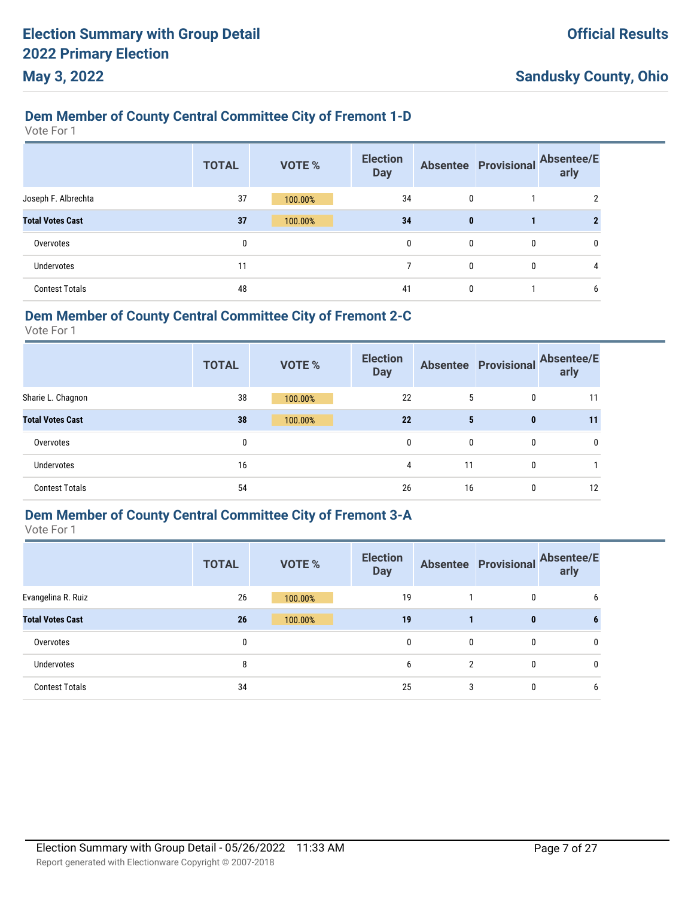## Dem Member of County Central Committee City of Fremont 1-D

Vote For 1

| | TOTAL | VOTE % | Election Day | Absentee | Provisional | Absentee/Early |
|---|---|---|---|---|---|---|
| Joseph F. Albrechta | 37 | 100.00% | 34 | 0 | 1 | 2 |
| **Total Votes Cast** | **37** | **100.00%** | **34** | **0** | **1** | **2** |
| Overvotes | 0 | | 0 | 0 | 0 | 0 |
| Undervotes | 11 | | 7 | 0 | 0 | 4 |
| Contest Totals | 48 | | 41 | 0 | 1 | 6 |

## Dem Member of County Central Committee City of Fremont 2-C

Vote For 1

| | TOTAL | VOTE % | Election Day | Absentee | Provisional | Absentee/Early |
|---|---|---|---|---|---|---|
| Sharie L. Chagnon | 38 | 100.00% | 22 | 5 | 0 | 11 |
| **Total Votes Cast** | **38** | **100.00%** | **22** | **5** | **0** | **11** |
| Overvotes | 0 | | 0 | 0 | 0 | 0 |
| Undervotes | 16 | | 4 | 11 | 0 | 1 |
| Contest Totals | 54 | | 26 | 16 | 0 | 12 |

## Dem Member of County Central Committee City of Fremont 3-A

Vote For 1

| | TOTAL | VOTE % | Election Day | Absentee | Provisional | Absentee/Early |
|---|---|---|---|---|---|---|
| Evangelina R. Ruiz | 26 | 100.00% | 19 | 1 | 0 | 6 |
| **Total Votes Cast** | **26** | **100.00%** | **19** | **1** | **0** | **6** |
| Overvotes | 0 | | 0 | 0 | 0 | 0 |
| Undervotes | 8 | | 6 | 2 | 0 | 0 |
| Contest Totals | 34 | | 25 | 3 | 0 | 6 |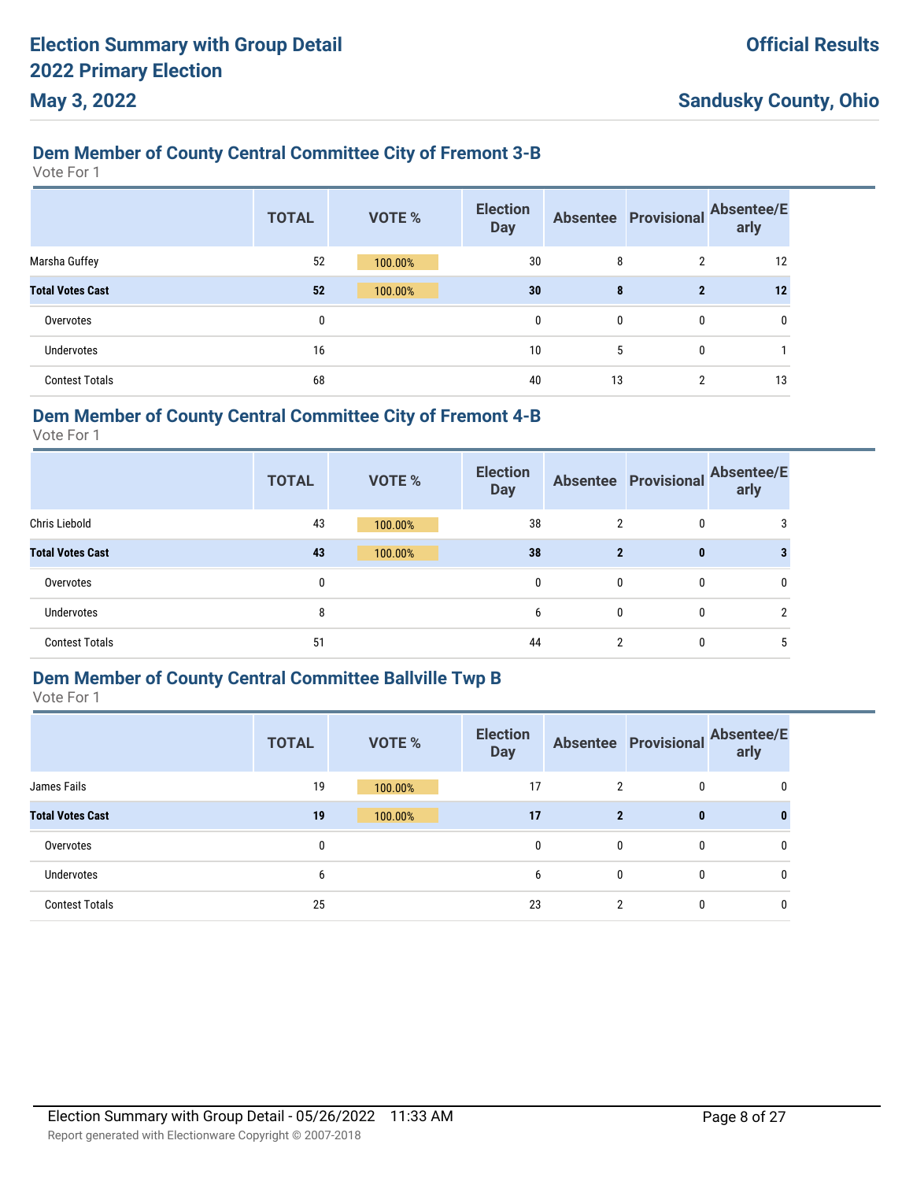## Dem Member of County Central Committee City of Fremont 3-B

Vote For 1

| | TOTAL | VOTE % | Election Day | Absentee | Provisional | Absentee/Early |
|---|---|---|---|---|---|---|
| Marsha Guffey | 52 | 100.00% | 30 | 8 | 2 | 12 |
| **Total Votes Cast** | **52** | **100.00%** | **30** | **8** | **2** | **12** |
| Overvotes | 0 | | 0 | 0 | 0 | 0 |
| Undervotes | 16 | | 10 | 5 | 0 | 1 |
| Contest Totals | 68 | | 40 | 13 | 2 | 13 |

## Dem Member of County Central Committee City of Fremont 4-B

Vote For 1

| | TOTAL | VOTE % | Election Day | Absentee | Provisional | Absentee/Early |
|---|---|---|---|---|---|---|
| Chris Liebold | 43 | 100.00% | 38 | 2 | 0 | 3 |
| **Total Votes Cast** | **43** | **100.00%** | **38** | **2** | **0** | **3** |
| Overvotes | 0 | | 0 | 0 | 0 | 0 |
| Undervotes | 8 | | 6 | 0 | 0 | 2 |
| Contest Totals | 51 | | 44 | 2 | 0 | 5 |

## Dem Member of County Central Committee Ballville Twp B

Vote For 1

| | TOTAL | VOTE % | Election Day | Absentee | Provisional | Absentee/Early |
|---|---|---|---|---|---|---|
| James Fails | 19 | 100.00% | 17 | 2 | 0 | 0 |
| **Total Votes Cast** | **19** | **100.00%** | **17** | **2** | **0** | **0** |
| Overvotes | 0 | | 0 | 0 | 0 | 0 |
| Undervotes | 6 | | 6 | 0 | 0 | 0 |
| Contest Totals | 25 | | 23 | 2 | 0 | 0 |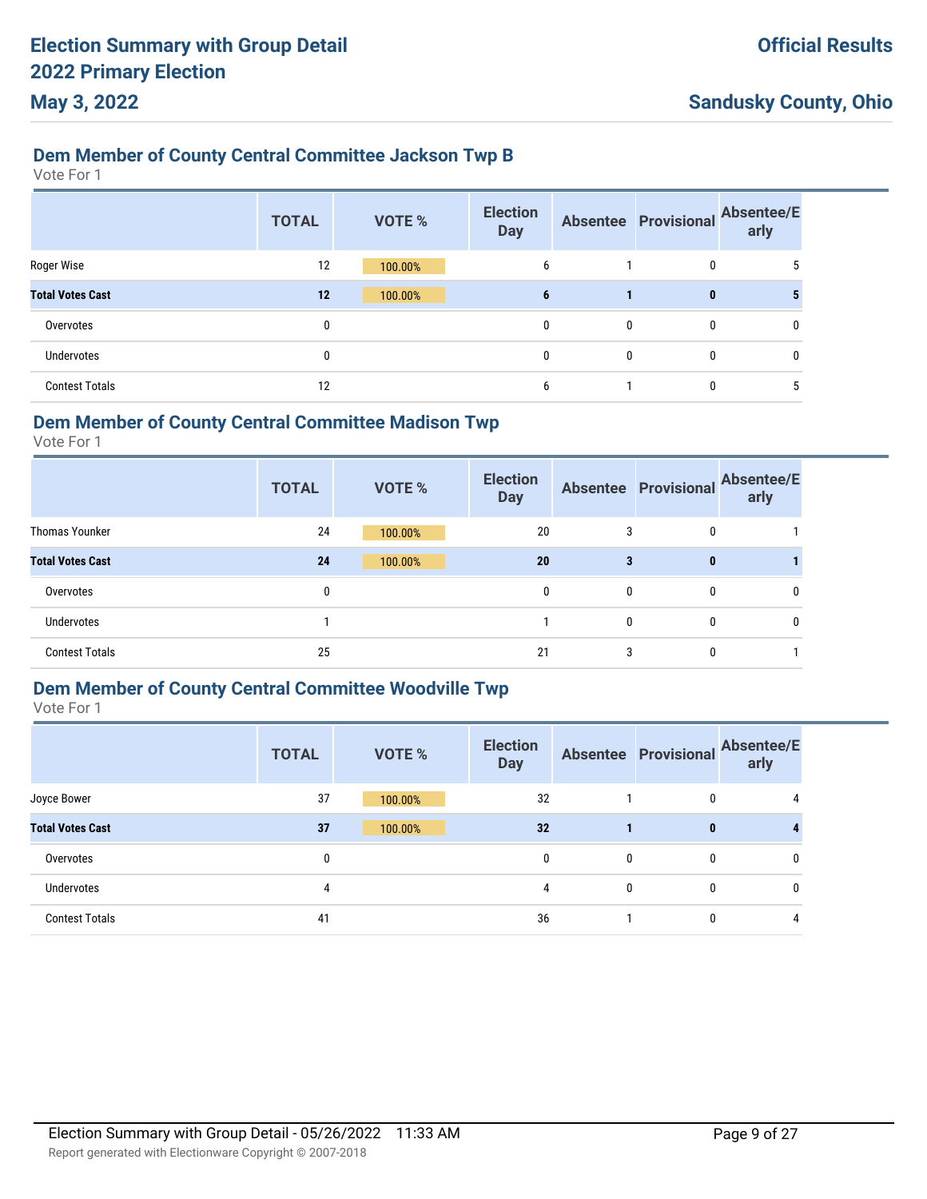## Dem Member of County Central Committee Jackson Twp B

Vote For 1

| | TOTAL | VOTE % | Election Day | Absentee | Provisional | Absentee/Early |
|---|---|---|---|---|---|---|
| Roger Wise | 12 | 100.00% | 6 | 1 | 0 | 5 |
| **Total Votes Cast** | **12** | **100.00%** | **6** | **1** | **0** | **5** |
| Overvotes | 0 | | 0 | 0 | 0 | 0 |
| Undervotes | 0 | | 0 | 0 | 0 | 0 |
| Contest Totals | 12 | | 6 | 1 | 0 | 5 |

## Dem Member of County Central Committee Madison Twp

Vote For 1

| | TOTAL | VOTE % | Election Day | Absentee | Provisional | Absentee/Early |
|---|---|---|---|---|---|---|
| Thomas Younker | 24 | 100.00% | 20 | 3 | 0 | 1 |
| **Total Votes Cast** | **24** | **100.00%** | **20** | **3** | **0** | **1** |
| Overvotes | 0 | | 0 | 0 | 0 | 0 |
| Undervotes | 1 | | 1 | 0 | 0 | 0 |
| Contest Totals | 25 | | 21 | 3 | 0 | 1 |

## Dem Member of County Central Committee Woodville Twp

Vote For 1

| | TOTAL | VOTE % | Election Day | Absentee | Provisional | Absentee/Early |
|---|---|---|---|---|---|---|
| Joyce Bower | 37 | 100.00% | 32 | 1 | 0 | 4 |
| **Total Votes Cast** | **37** | **100.00%** | **32** | **1** | **0** | **4** |
| Overvotes | 0 | | 0 | 0 | 0 | 0 |
| Undervotes | 4 | | 4 | 0 | 0 | 0 |
| Contest Totals | 41 | | 36 | 1 | 0 | 4 |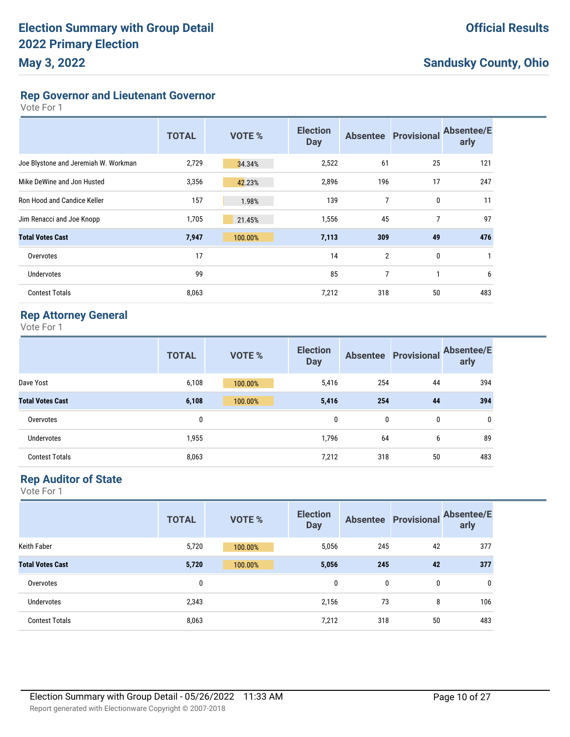# Election Summary with Group Detail 2022 Primary Election

**May 3, 2022**

**Official Results**

**Sandusky County, Ohio**

## Rep Governor and Lieutenant Governor

Vote For 1

| | TOTAL | VOTE % | Election Day | Absentee | Provisional | Absentee/Early |
|---|---|---|---|---|---|---|
| Joe Blystone and Jeremiah W. Workman | 2,729 | 34.34% | 2,522 | 61 | 25 | 121 |
| Mike DeWine and Jon Husted | 3,356 | 42.23% | 2,896 | 196 | 17 | 247 |
| Ron Hood and Candice Keller | 157 | 1.98% | 139 | 7 | 0 | 11 |
| Jim Renacci and Joe Knopp | 1,705 | 21.45% | 1,556 | 45 | 7 | 97 |
| **Total Votes Cast** | **7,947** | **100.00%** | **7,113** | **309** | **49** | **476** |
| Overvotes | 17 | | 14 | 2 | 0 | 1 |
| Undervotes | 99 | | 85 | 7 | 1 | 6 |
| Contest Totals | 8,063 | | 7,212 | 318 | 50 | 483 |

## Rep Attorney General

Vote For 1

| | TOTAL | VOTE % | Election Day | Absentee | Provisional | Absentee/Early |
|---|---|---|---|---|---|---|
| Dave Yost | 6,108 | 100.00% | 5,416 | 254 | 44 | 394 |
| **Total Votes Cast** | **6,108** | **100.00%** | **5,416** | **254** | **44** | **394** |
| Overvotes | 0 | | 0 | 0 | 0 | 0 |
| Undervotes | 1,955 | | 1,796 | 64 | 6 | 89 |
| Contest Totals | 8,063 | | 7,212 | 318 | 50 | 483 |

## Rep Auditor of State

Vote For 1

| | TOTAL | VOTE % | Election Day | Absentee | Provisional | Absentee/Early |
|---|---|---|---|---|---|---|
| Keith Faber | 5,720 | 100.00% | 5,056 | 245 | 42 | 377 |
| **Total Votes Cast** | **5,720** | **100.00%** | **5,056** | **245** | **42** | **377** |
| Overvotes | 0 | | 0 | 0 | 0 | 0 |
| Undervotes | 2,343 | | 2,156 | 73 | 8 | 106 |
| Contest Totals | 8,063 | | 7,212 | 318 | 50 | 483 |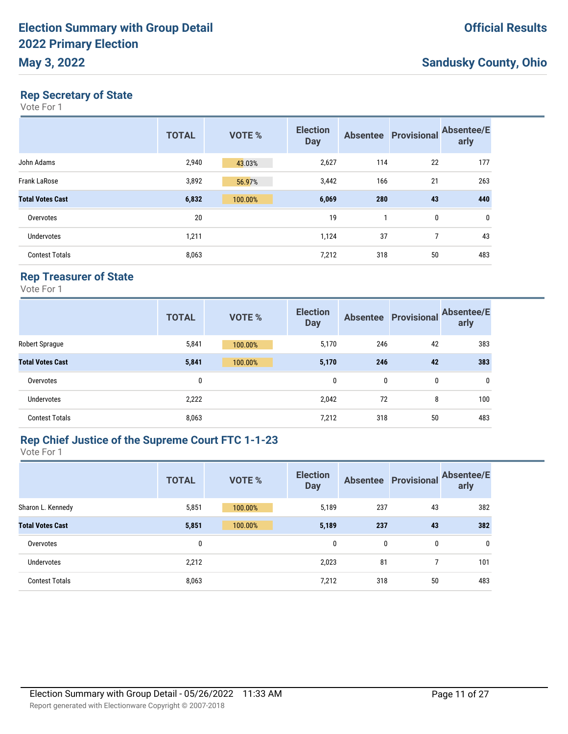# Election Summary with Group Detail
# 2022 Primary Election
# May 3, 2022

**Official Results**

**Sandusky County, Ohio**

## Rep Secretary of State

Vote For 1

| | TOTAL | VOTE % | Election Day | Absentee | Provisional | Absentee/Early |
|---|---|---|---|---|---|---|
| John Adams | 2,940 | 43.03% | 2,627 | 114 | 22 | 177 |
| Frank LaRose | 3,892 | 56.97% | 3,442 | 166 | 21 | 263 |
| **Total Votes Cast** | **6,832** | **100.00%** | **6,069** | **280** | **43** | **440** |
| Overvotes | 20 | | 19 | 1 | 0 | 0 |
| Undervotes | 1,211 | | 1,124 | 37 | 7 | 43 |
| Contest Totals | 8,063 | | 7,212 | 318 | 50 | 483 |

## Rep Treasurer of State

Vote For 1

| | TOTAL | VOTE % | Election Day | Absentee | Provisional | Absentee/Early |
|---|---|---|---|---|---|---|
| Robert Sprague | 5,841 | 100.00% | 5,170 | 246 | 42 | 383 |
| **Total Votes Cast** | **5,841** | **100.00%** | **5,170** | **246** | **42** | **383** |
| Overvotes | 0 | | 0 | 0 | 0 | 0 |
| Undervotes | 2,222 | | 2,042 | 72 | 8 | 100 |
| Contest Totals | 8,063 | | 7,212 | 318 | 50 | 483 |

## Rep Chief Justice of the Supreme Court FTC 1-1-23

Vote For 1

| | TOTAL | VOTE % | Election Day | Absentee | Provisional | Absentee/Early |
|---|---|---|---|---|---|---|
| Sharon L. Kennedy | 5,851 | 100.00% | 5,189 | 237 | 43 | 382 |
| **Total Votes Cast** | **5,851** | **100.00%** | **5,189** | **237** | **43** | **382** |
| Overvotes | 0 | | 0 | 0 | 0 | 0 |
| Undervotes | 2,212 | | 2,023 | 81 | 7 | 101 |
| Contest Totals | 8,063 | | 7,212 | 318 | 50 | 483 |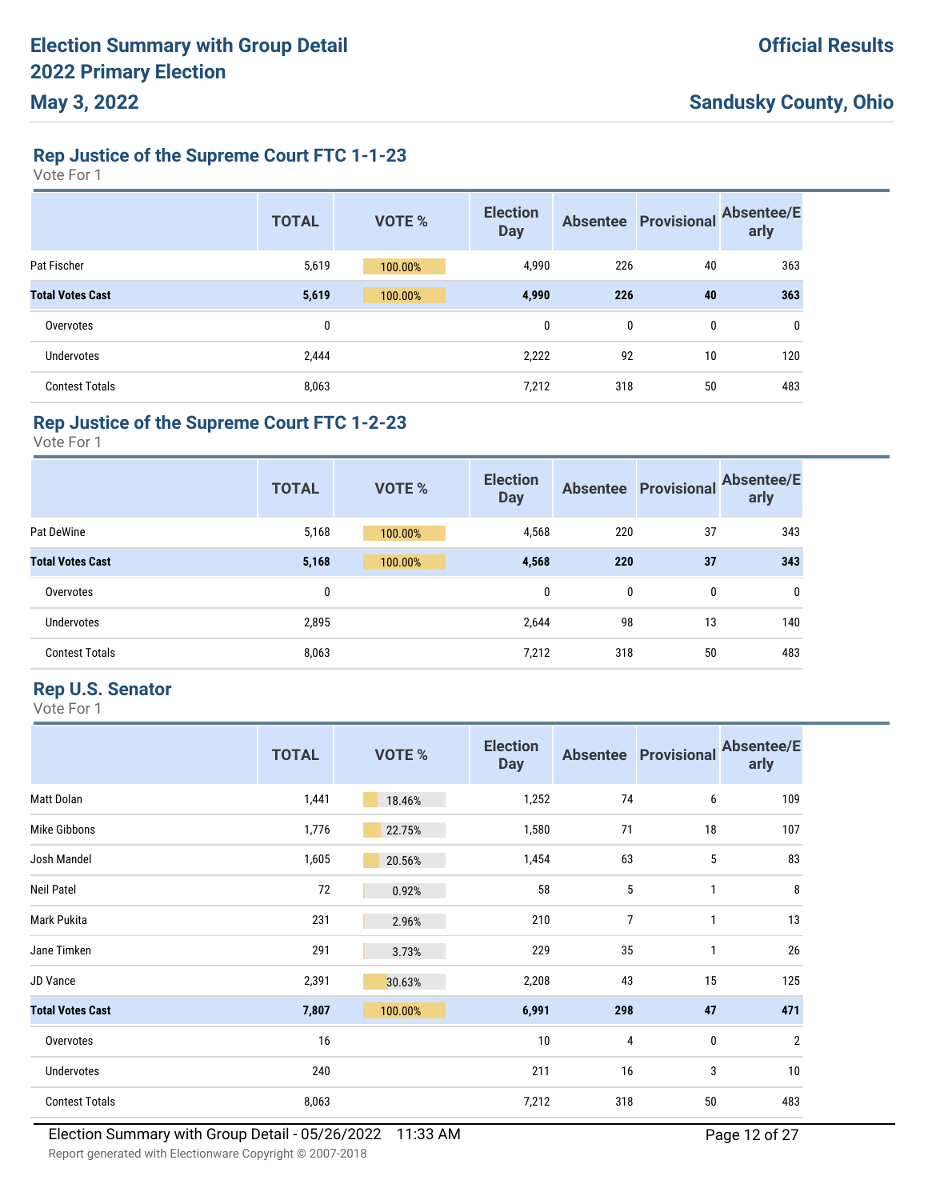# Election Summary with Group Detail
# 2022 Primary Election
# May 3, 2022

**Official Results**

**Sandusky County, Ohio**

## Rep Justice of the Supreme Court FTC 1-1-23

Vote For 1

| | TOTAL | VOTE % | Election Day | Absentee | Provisional | Absentee/Early |
|---|---|---|---|---|---|---|
| Pat Fischer | 5,619 | 100.00% | 4,990 | 226 | 40 | 363 |
| **Total Votes Cast** | **5,619** | **100.00%** | **4,990** | **226** | **40** | **363** |
| Overvotes | 0 | | 0 | 0 | 0 | 0 |
| Undervotes | 2,444 | | 2,222 | 92 | 10 | 120 |
| Contest Totals | 8,063 | | 7,212 | 318 | 50 | 483 |

## Rep Justice of the Supreme Court FTC 1-2-23

Vote For 1

| | TOTAL | VOTE % | Election Day | Absentee | Provisional | Absentee/Early |
|---|---|---|---|---|---|---|
| Pat DeWine | 5,168 | 100.00% | 4,568 | 220 | 37 | 343 |
| **Total Votes Cast** | **5,168** | **100.00%** | **4,568** | **220** | **37** | **343** |
| Overvotes | 0 | | 0 | 0 | 0 | 0 |
| Undervotes | 2,895 | | 2,644 | 98 | 13 | 140 |
| Contest Totals | 8,063 | | 7,212 | 318 | 50 | 483 |

## Rep U.S. Senator

Vote For 1

| | TOTAL | VOTE % | Election Day | Absentee | Provisional | Absentee/Early |
|---|---|---|---|---|---|---|
| Matt Dolan | 1,441 | 18.46% | 1,252 | 74 | 6 | 109 |
| Mike Gibbons | 1,776 | 22.75% | 1,580 | 71 | 18 | 107 |
| Josh Mandel | 1,605 | 20.56% | 1,454 | 63 | 5 | 83 |
| Neil Patel | 72 | 0.92% | 58 | 5 | 1 | 8 |
| Mark Pukita | 231 | 2.96% | 210 | 7 | 1 | 13 |
| Jane Timken | 291 | 3.73% | 229 | 35 | 1 | 26 |
| JD Vance | 2,391 | 30.63% | 2,208 | 43 | 15 | 125 |
| **Total Votes Cast** | **7,807** | **100.00%** | **6,991** | **298** | **47** | **471** |
| Overvotes | 16 | | 10 | 4 | 0 | 2 |
| Undervotes | 240 | | 211 | 16 | 3 | 10 |
| Contest Totals | 8,063 | | 7,212 | 318 | 50 | 483 |

Election Summary with Group Detail - 05/26/2022 11:33 AM

Report generated with Electionware Copyright © 2007-2018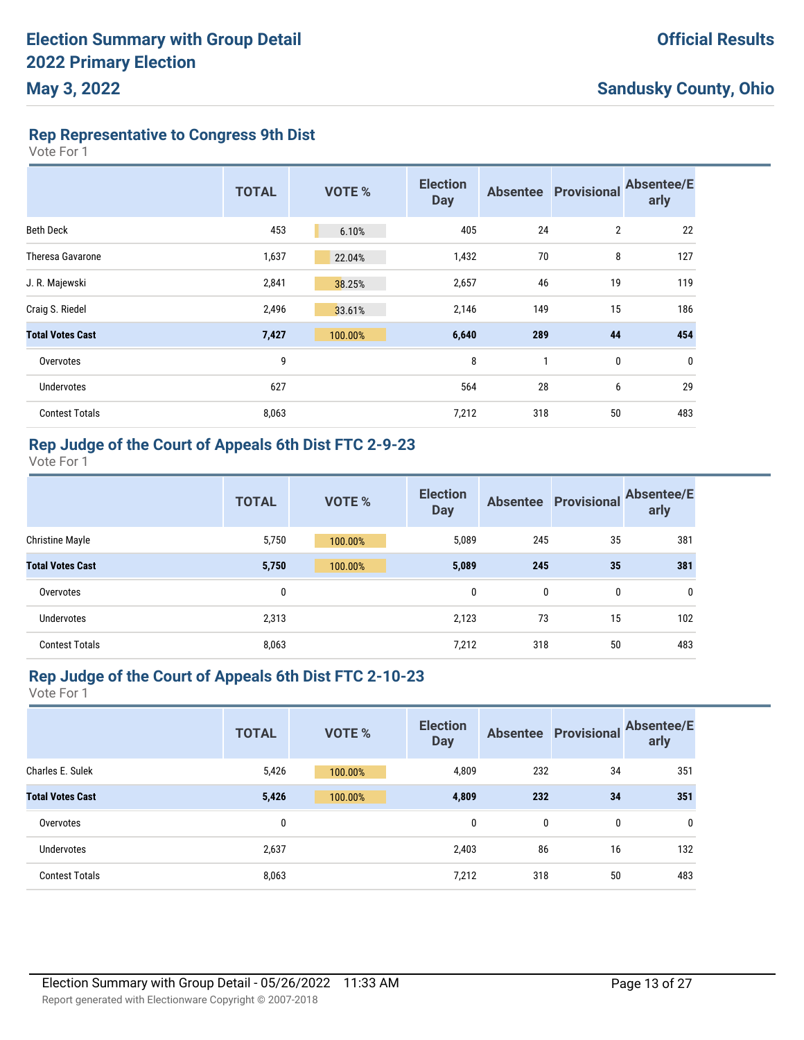# Election Summary with Group Detail
# 2022 Primary Election
# May 3, 2022

**Official Results**

**Sandusky County, Ohio**

## Rep Representative to Congress 9th Dist

Vote For 1

| | TOTAL | VOTE % | Election Day | Absentee | Provisional | Absentee/Early |
|---|---|---|---|---|---|---|
| Beth Deck | 453 | 6.10% | 405 | 24 | 2 | 22 |
| Theresa Gavarone | 1,637 | 22.04% | 1,432 | 70 | 8 | 127 |
| J. R. Majewski | 2,841 | 38.25% | 2,657 | 46 | 19 | 119 |
| Craig S. Riedel | 2,496 | 33.61% | 2,146 | 149 | 15 | 186 |
| **Total Votes Cast** | **7,427** | **100.00%** | **6,640** | **289** | **44** | **454** |
| Overvotes | 9 | | 8 | 1 | 0 | 0 |
| Undervotes | 627 | | 564 | 28 | 6 | 29 |
| Contest Totals | 8,063 | | 7,212 | 318 | 50 | 483 |

## Rep Judge of the Court of Appeals 6th Dist FTC 2-9-23

Vote For 1

| | TOTAL | VOTE % | Election Day | Absentee | Provisional | Absentee/Early |
|---|---|---|---|---|---|---|
| Christine Mayle | 5,750 | 100.00% | 5,089 | 245 | 35 | 381 |
| **Total Votes Cast** | **5,750** | **100.00%** | **5,089** | **245** | **35** | **381** |
| Overvotes | 0 | | 0 | 0 | 0 | 0 |
| Undervotes | 2,313 | | 2,123 | 73 | 15 | 102 |
| Contest Totals | 8,063 | | 7,212 | 318 | 50 | 483 |

## Rep Judge of the Court of Appeals 6th Dist FTC 2-10-23

Vote For 1

| | TOTAL | VOTE % | Election Day | Absentee | Provisional | Absentee/Early |
|---|---|---|---|---|---|---|
| Charles E. Sulek | 5,426 | 100.00% | 4,809 | 232 | 34 | 351 |
| **Total Votes Cast** | **5,426** | **100.00%** | **4,809** | **232** | **34** | **351** |
| Overvotes | 0 | | 0 | 0 | 0 | 0 |
| Undervotes | 2,637 | | 2,403 | 86 | 16 | 132 |
| Contest Totals | 8,063 | | 7,212 | 318 | 50 | 483 |

Election Summary with Group Detail - 05/26/2022 11:33 AM

Report generated with Electionware Copyright © 2007-2018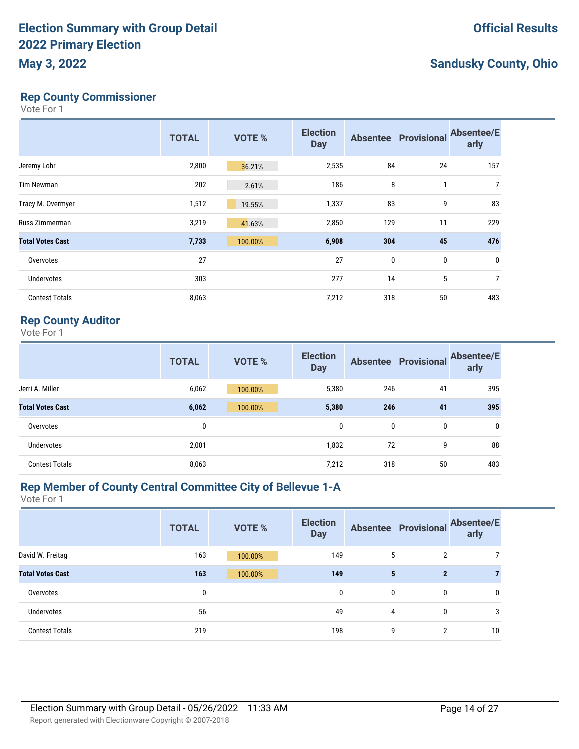# Election Summary with Group Detail 2022 Primary Election

**May 3, 2022**

**Official Results**

**Sandusky County, Ohio**

## Rep County Commissioner

Vote For 1

| | TOTAL | VOTE % | Election Day | Absentee | Provisional | Absentee/Early |
|---|---|---|---|---|---|---|
| Jeremy Lohr | 2,800 | 36.21% | 2,535 | 84 | 24 | 157 |
| Tim Newman | 202 | 2.61% | 186 | 8 | 1 | 7 |
| Tracy M. Overmyer | 1,512 | 19.55% | 1,337 | 83 | 9 | 83 |
| Russ Zimmerman | 3,219 | 41.63% | 2,850 | 129 | 11 | 229 |
| **Total Votes Cast** | **7,733** | **100.00%** | **6,908** | **304** | **45** | **476** |
| Overvotes | 27 | | 27 | 0 | 0 | 0 |
| Undervotes | 303 | | 277 | 14 | 5 | 7 |
| Contest Totals | 8,063 | | 7,212 | 318 | 50 | 483 |

## Rep County Auditor

Vote For 1

| | TOTAL | VOTE % | Election Day | Absentee | Provisional | Absentee/Early |
|---|---|---|---|---|---|---|
| Jerri A. Miller | 6,062 | 100.00% | 5,380 | 246 | 41 | 395 |
| **Total Votes Cast** | **6,062** | **100.00%** | **5,380** | **246** | **41** | **395** |
| Overvotes | 0 | | 0 | 0 | 0 | 0 |
| Undervotes | 2,001 | | 1,832 | 72 | 9 | 88 |
| Contest Totals | 8,063 | | 7,212 | 318 | 50 | 483 |

## Rep Member of County Central Committee City of Bellevue 1-A

Vote For 1

| | TOTAL | VOTE % | Election Day | Absentee | Provisional | Absentee/Early |
|---|---|---|---|---|---|---|
| David W. Freitag | 163 | 100.00% | 149 | 5 | 2 | 7 |
| **Total Votes Cast** | **163** | **100.00%** | **149** | **5** | **2** | **7** |
| Overvotes | 0 | | 0 | 0 | 0 | 0 |
| Undervotes | 56 | | 49 | 4 | 0 | 3 |
| Contest Totals | 219 | | 198 | 9 | 2 | 10 |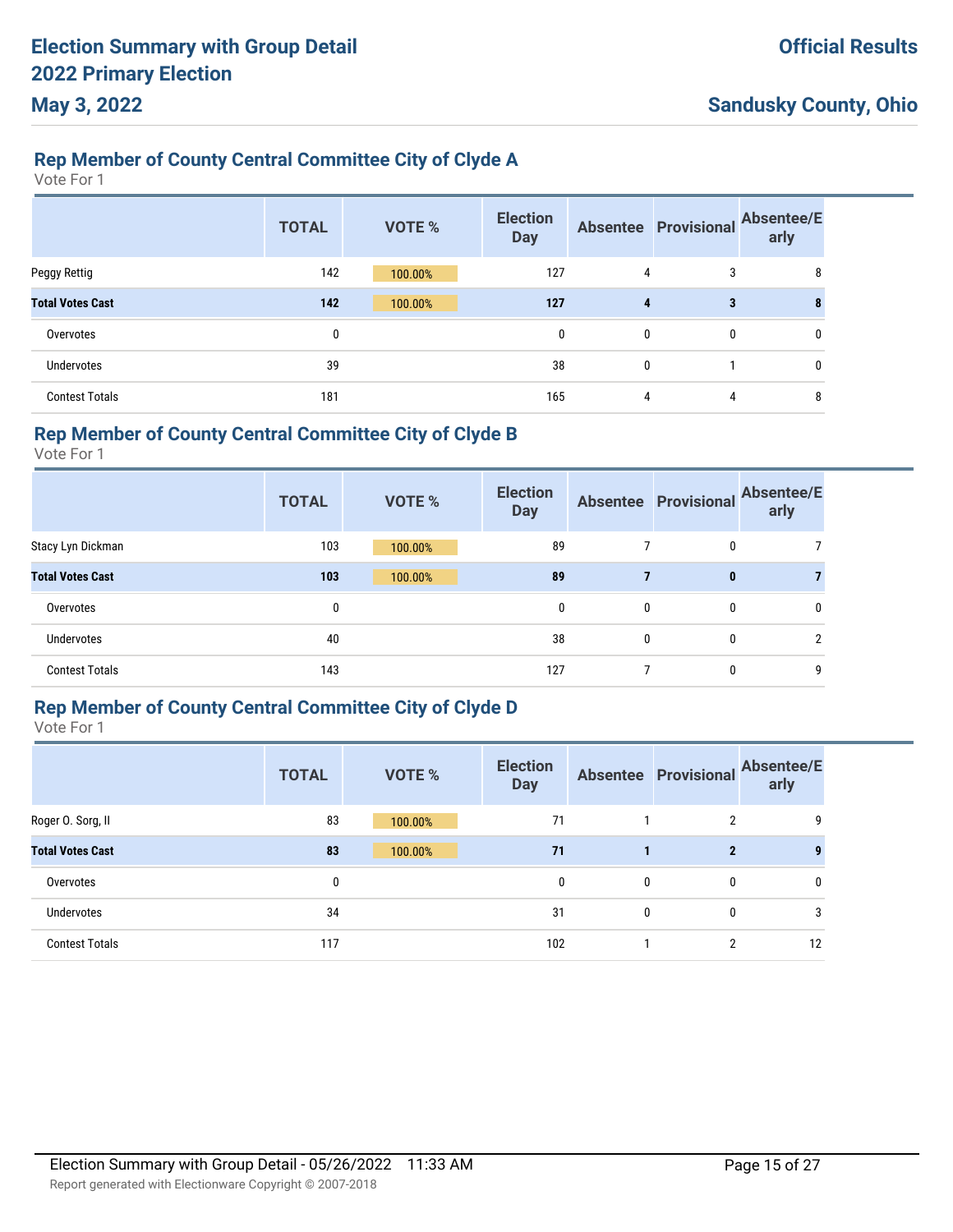## Rep Member of County Central Committee City of Clyde A

Vote For 1

| | TOTAL | VOTE % | Election Day | Absentee | Provisional | Absentee/Early |
|---|---|---|---|---|---|---|
| Peggy Rettig | 142 | 100.00% | 127 | 4 | 3 | 8 |
| **Total Votes Cast** | **142** | **100.00%** | **127** | **4** | **3** | **8** |
| Overvotes | 0 | | 0 | 0 | 0 | 0 |
| Undervotes | 39 | | 38 | 0 | 1 | 0 |
| Contest Totals | 181 | | 165 | 4 | 4 | 8 |

## Rep Member of County Central Committee City of Clyde B

Vote For 1

| | TOTAL | VOTE % | Election Day | Absentee | Provisional | Absentee/Early |
|---|---|---|---|---|---|---|
| Stacy Lyn Dickman | 103 | 100.00% | 89 | 7 | 0 | 7 |
| **Total Votes Cast** | **103** | **100.00%** | **89** | **7** | **0** | **7** |
| Overvotes | 0 | | 0 | 0 | 0 | 0 |
| Undervotes | 40 | | 38 | 0 | 0 | 2 |
| Contest Totals | 143 | | 127 | 7 | 0 | 9 |

## Rep Member of County Central Committee City of Clyde D

Vote For 1

| | TOTAL | VOTE % | Election Day | Absentee | Provisional | Absentee/Early |
|---|---|---|---|---|---|---|
| Roger O. Sorg, II | 83 | 100.00% | 71 | 1 | 2 | 9 |
| **Total Votes Cast** | **83** | **100.00%** | **71** | **1** | **2** | **9** |
| Overvotes | 0 | | 0 | 0 | 0 | 0 |
| Undervotes | 34 | | 31 | 0 | 0 | 3 |
| Contest Totals | 117 | | 102 | 1 | 2 | 12 |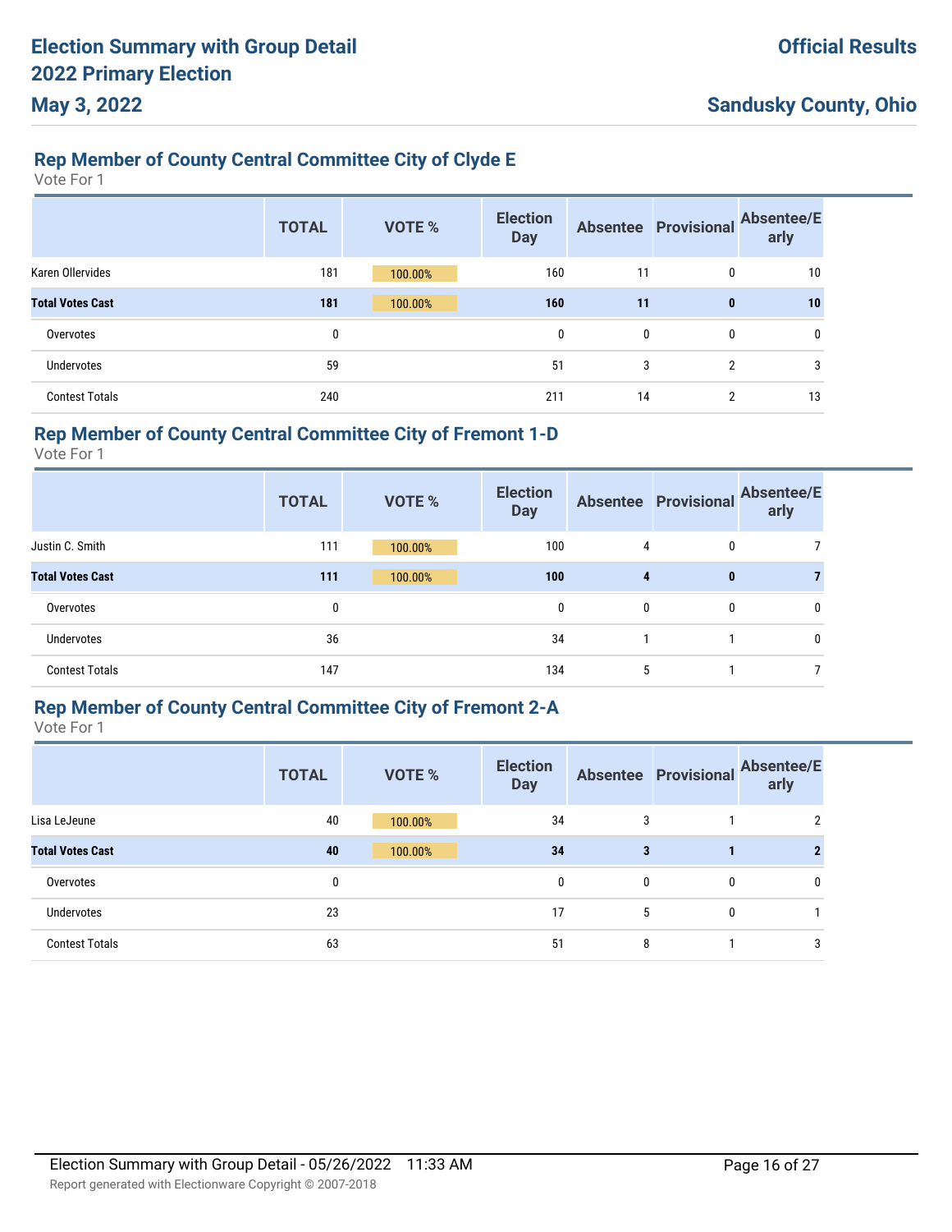# Election Summary with Group Detail
# 2022 Primary Election
# May 3, 2022

**Official Results**

**Sandusky County, Ohio**

## Rep Member of County Central Committee City of Clyde E

Vote For 1

| | TOTAL | VOTE % | Election Day | Absentee | Provisional | Absentee/Early |
|---|---|---|---|---|---|---|
| Karen Ollervides | 181 | 100.00% | 160 | 11 | 0 | 10 |
| **Total Votes Cast** | **181** | **100.00%** | **160** | **11** | **0** | **10** |
| Overvotes | 0 | | 0 | 0 | 0 | 0 |
| Undervotes | 59 | | 51 | 3 | 2 | 3 |
| Contest Totals | 240 | | 211 | 14 | 2 | 13 |

## Rep Member of County Central Committee City of Fremont 1-D

Vote For 1

| | TOTAL | VOTE % | Election Day | Absentee | Provisional | Absentee/Early |
|---|---|---|---|---|---|---|
| Justin C. Smith | 111 | 100.00% | 100 | 4 | 0 | 7 |
| **Total Votes Cast** | **111** | **100.00%** | **100** | **4** | **0** | **7** |
| Overvotes | 0 | | 0 | 0 | 0 | 0 |
| Undervotes | 36 | | 34 | 1 | 1 | 0 |
| Contest Totals | 147 | | 134 | 5 | 1 | 7 |

## Rep Member of County Central Committee City of Fremont 2-A

Vote For 1

| | TOTAL | VOTE % | Election Day | Absentee | Provisional | Absentee/Early |
|---|---|---|---|---|---|---|
| Lisa LeJeune | 40 | 100.00% | 34 | 3 | 1 | 2 |
| **Total Votes Cast** | **40** | **100.00%** | **34** | **3** | **1** | **2** |
| Overvotes | 0 | | 0 | 0 | 0 | 0 |
| Undervotes | 23 | | 17 | 5 | 0 | 1 |
| Contest Totals | 63 | | 51 | 8 | 1 | 3 |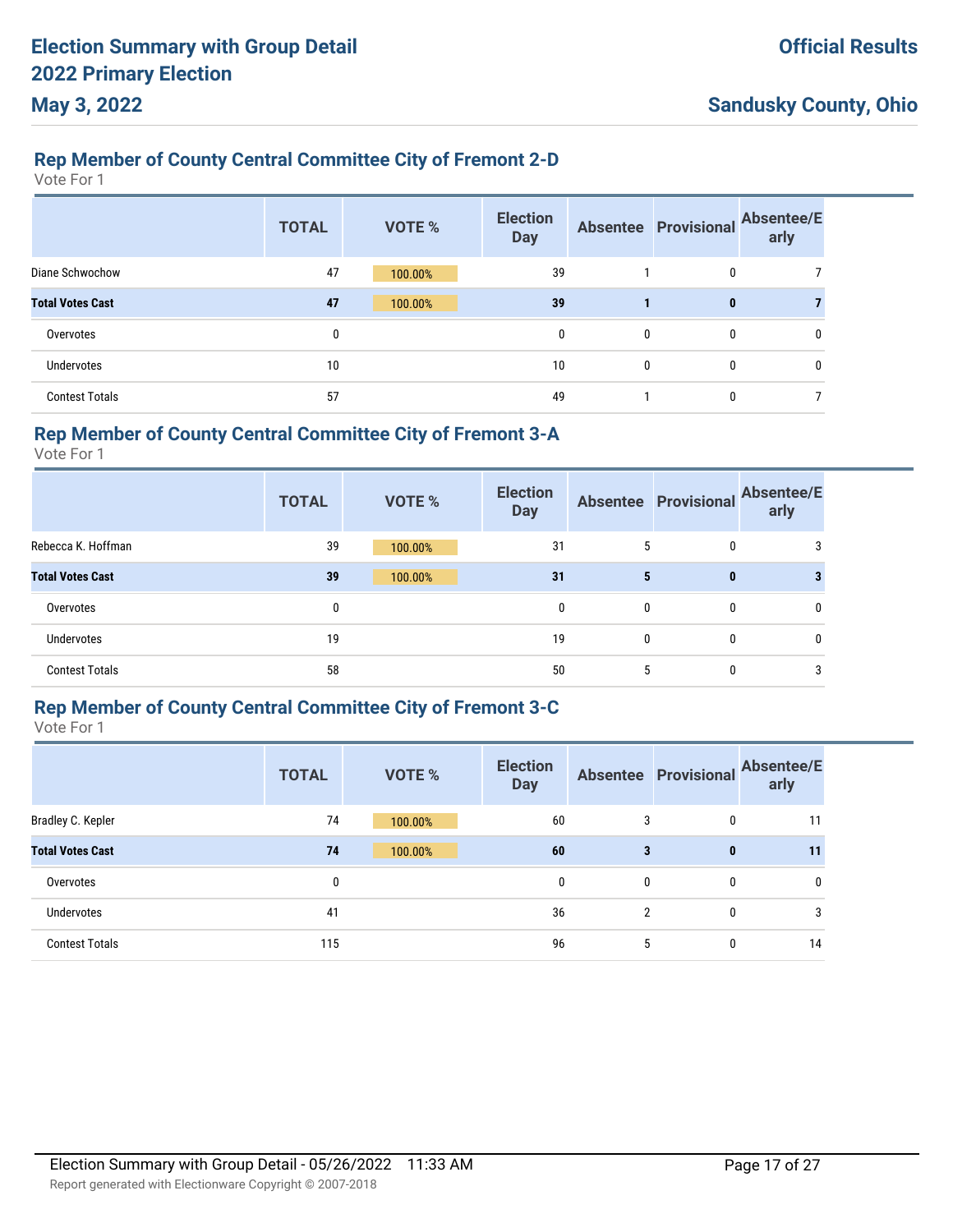# Election Summary with Group Detail
# 2022 Primary Election
# May 3, 2022

**Official Results**

**Sandusky County, Ohio**

### Rep Member of County Central Committee City of Fremont 2-D

Vote For 1

| | TOTAL | VOTE % | Election Day | Absentee | Provisional | Absentee/Early |
|---|---|---|---|---|---|---|
| Diane Schwochow | 47 | 100.00% | 39 | 1 | 0 | 7 |
| **Total Votes Cast** | **47** | **100.00%** | **39** | **1** | **0** | **7** |
| Overvotes | 0 | | 0 | 0 | 0 | 0 |
| Undervotes | 10 | | 10 | 0 | 0 | 0 |
| Contest Totals | 57 | | 49 | 1 | 0 | 7 |

### Rep Member of County Central Committee City of Fremont 3-A

Vote For 1

| | TOTAL | VOTE % | Election Day | Absentee | Provisional | Absentee/Early |
|---|---|---|---|---|---|---|
| Rebecca K. Hoffman | 39 | 100.00% | 31 | 5 | 0 | 3 |
| **Total Votes Cast** | **39** | **100.00%** | **31** | **5** | **0** | **3** |
| Overvotes | 0 | | 0 | 0 | 0 | 0 |
| Undervotes | 19 | | 19 | 0 | 0 | 0 |
| Contest Totals | 58 | | 50 | 5 | 0 | 3 |

### Rep Member of County Central Committee City of Fremont 3-C

Vote For 1

| | TOTAL | VOTE % | Election Day | Absentee | Provisional | Absentee/Early |
|---|---|---|---|---|---|---|
| Bradley C. Kepler | 74 | 100.00% | 60 | 3 | 0 | 11 |
| **Total Votes Cast** | **74** | **100.00%** | **60** | **3** | **0** | **11** |
| Overvotes | 0 | | 0 | 0 | 0 | 0 |
| Undervotes | 41 | | 36 | 2 | 0 | 3 |
| Contest Totals | 115 | | 96 | 5 | 0 | 14 |

Election Summary with Group Detail - 05/26/2022 11:33 AM

Report generated with Electionware Copyright © 2007-2018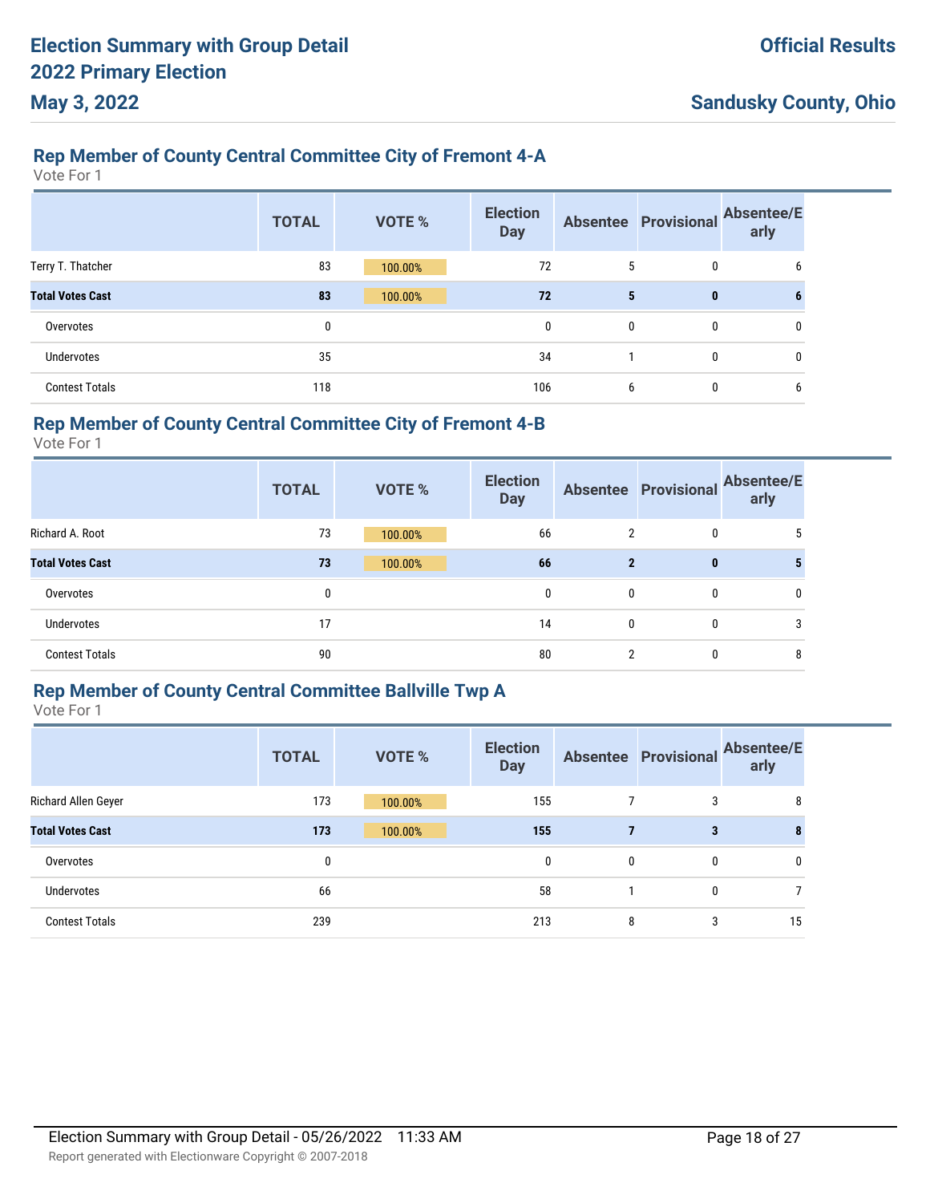## Rep Member of County Central Committee City of Fremont 4-A

Vote For 1

| | TOTAL | VOTE % | Election Day | Absentee | Provisional | Absentee/Early |
|---|---|---|---|---|---|---|
| Terry T. Thatcher | 83 | 100.00% | 72 | 5 | 0 | 6 |
| **Total Votes Cast** | **83** | **100.00%** | **72** | **5** | **0** | **6** |
| Overvotes | 0 | | 0 | 0 | 0 | 0 |
| Undervotes | 35 | | 34 | 1 | 0 | 0 |
| Contest Totals | 118 | | 106 | 6 | 0 | 6 |

## Rep Member of County Central Committee City of Fremont 4-B

Vote For 1

| | TOTAL | VOTE % | Election Day | Absentee | Provisional | Absentee/Early |
|---|---|---|---|---|---|---|
| Richard A. Root | 73 | 100.00% | 66 | 2 | 0 | 5 |
| **Total Votes Cast** | **73** | **100.00%** | **66** | **2** | **0** | **5** |
| Overvotes | 0 | | 0 | 0 | 0 | 0 |
| Undervotes | 17 | | 14 | 0 | 0 | 3 |
| Contest Totals | 90 | | 80 | 2 | 0 | 8 |

## Rep Member of County Central Committee Ballville Twp A

Vote For 1

| | TOTAL | VOTE % | Election Day | Absentee | Provisional | Absentee/Early |
|---|---|---|---|---|---|---|
| Richard Allen Geyer | 173 | 100.00% | 155 | 7 | 3 | 8 |
| **Total Votes Cast** | **173** | **100.00%** | **155** | **7** | **3** | **8** |
| Overvotes | 0 | | 0 | 0 | 0 | 0 |
| Undervotes | 66 | | 58 | 1 | 0 | 7 |
| Contest Totals | 239 | | 213 | 8 | 3 | 15 |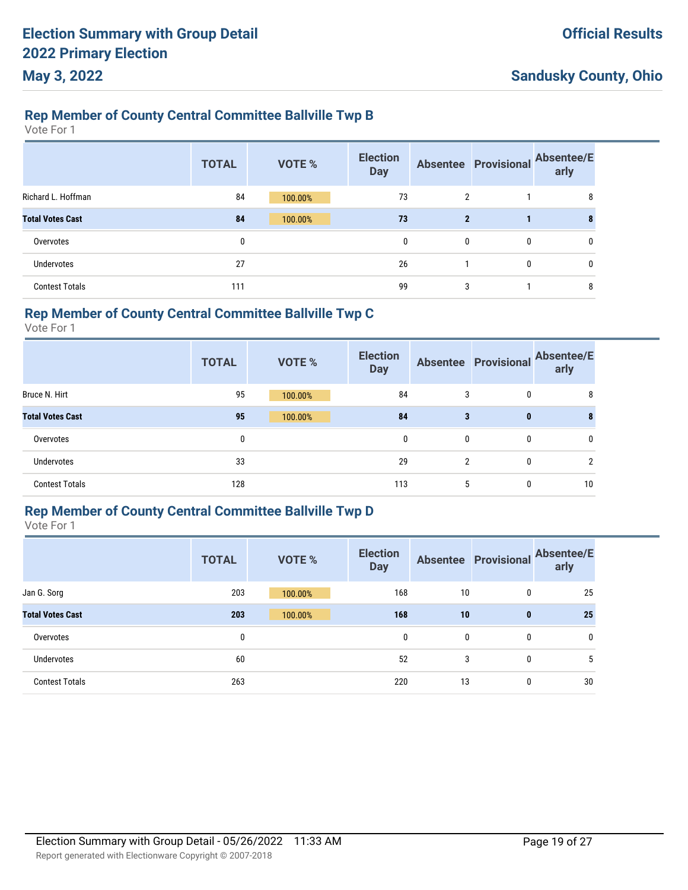## Rep Member of County Central Committee Ballville Twp B

Vote For 1

| | TOTAL | VOTE % | Election Day | Absentee | Provisional | Absentee/Early |
|---|---|---|---|---|---|---|
| Richard L. Hoffman | 84 | 100.00% | 73 | 2 | 1 | 8 |
| **Total Votes Cast** | **84** | 100.00% | **73** | **2** | **1** | **8** |
| Overvotes | 0 | | 0 | 0 | 0 | 0 |
| Undervotes | 27 | | 26 | 1 | 0 | 0 |
| Contest Totals | 111 | | 99 | 3 | 1 | 8 |

## Rep Member of County Central Committee Ballville Twp C

Vote For 1

| | TOTAL | VOTE % | Election Day | Absentee | Provisional | Absentee/Early |
|---|---|---|---|---|---|---|
| Bruce N. Hirt | 95 | 100.00% | 84 | 3 | 0 | 8 |
| **Total Votes Cast** | **95** | 100.00% | **84** | **3** | **0** | **8** |
| Overvotes | 0 | | 0 | 0 | 0 | 0 |
| Undervotes | 33 | | 29 | 2 | 0 | 2 |
| Contest Totals | 128 | | 113 | 5 | 0 | 10 |

## Rep Member of County Central Committee Ballville Twp D

Vote For 1

| | TOTAL | VOTE % | Election Day | Absentee | Provisional | Absentee/Early |
|---|---|---|---|---|---|---|
| Jan G. Sorg | 203 | 100.00% | 168 | 10 | 0 | 25 |
| **Total Votes Cast** | **203** | 100.00% | **168** | **10** | **0** | **25** |
| Overvotes | 0 | | 0 | 0 | 0 | 0 |
| Undervotes | 60 | | 52 | 3 | 0 | 5 |
| Contest Totals | 263 | | 220 | 13 | 0 | 30 |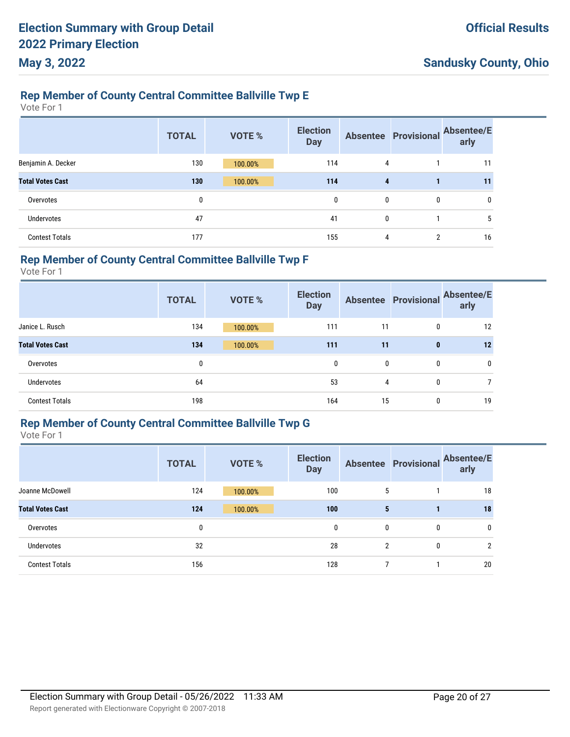## Rep Member of County Central Committee Ballville Twp E

Vote For 1

| | TOTAL | VOTE % | Election Day | Absentee | Provisional | Absentee/Early |
|---|---|---|---|---|---|---|
| Benjamin A. Decker | 130 | 100.00% | 114 | 4 | 1 | 11 |
| **Total Votes Cast** | **130** | **100.00%** | **114** | **4** | **1** | **11** |
| Overvotes | 0 | | 0 | 0 | 0 | 0 |
| Undervotes | 47 | | 41 | 0 | 1 | 5 |
| Contest Totals | 177 | | 155 | 4 | 2 | 16 |

## Rep Member of County Central Committee Ballville Twp F

Vote For 1

| | TOTAL | VOTE % | Election Day | Absentee | Provisional | Absentee/Early |
|---|---|---|---|---|---|---|
| Janice L. Rusch | 134 | 100.00% | 111 | 11 | 0 | 12 |
| **Total Votes Cast** | **134** | **100.00%** | **111** | **11** | **0** | **12** |
| Overvotes | 0 | | 0 | 0 | 0 | 0 |
| Undervotes | 64 | | 53 | 4 | 0 | 7 |
| Contest Totals | 198 | | 164 | 15 | 0 | 19 |

## Rep Member of County Central Committee Ballville Twp G

Vote For 1

| | TOTAL | VOTE % | Election Day | Absentee | Provisional | Absentee/Early |
|---|---|---|---|---|---|---|
| Joanne McDowell | 124 | 100.00% | 100 | 5 | 1 | 18 |
| **Total Votes Cast** | **124** | **100.00%** | **100** | **5** | **1** | **18** |
| Overvotes | 0 | | 0 | 0 | 0 | 0 |
| Undervotes | 32 | | 28 | 2 | 0 | 2 |
| Contest Totals | 156 | | 128 | 7 | 1 | 20 |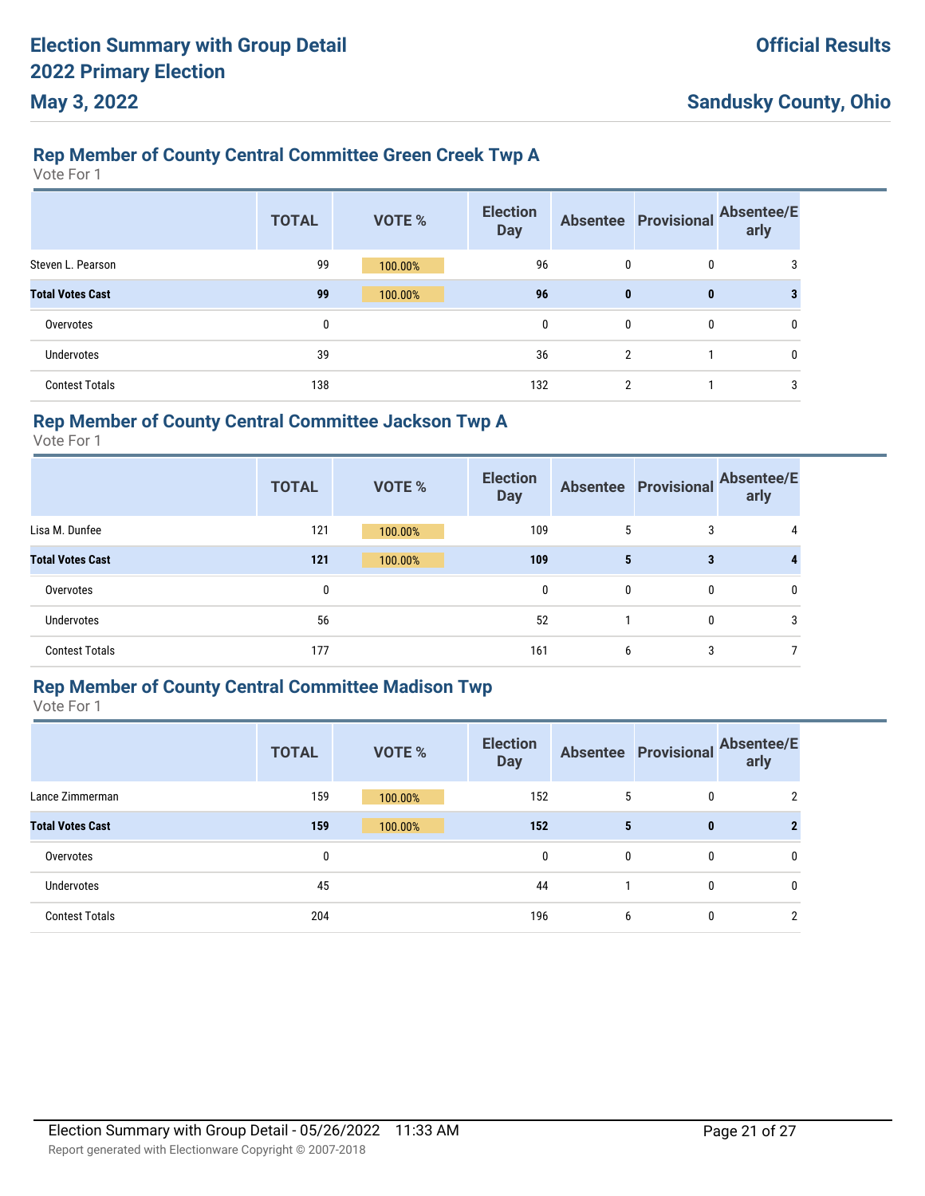# Election Summary with Group Detail
# 2022 Primary Election
# May 3, 2022

**Official Results**

**Sandusky County, Ohio**

## Rep Member of County Central Committee Green Creek Twp A

Vote For 1

| | TOTAL | VOTE % | Election Day | Absentee | Provisional | Absentee/Early |
|---|---|---|---|---|---|---|
| Steven L. Pearson | 99 | 100.00% | 96 | 0 | 0 | 3 |
| **Total Votes Cast** | **99** | **100.00%** | **96** | **0** | **0** | **3** |
| Overvotes | 0 | | 0 | 0 | 0 | 0 |
| Undervotes | 39 | | 36 | 2 | 1 | 0 |
| Contest Totals | 138 | | 132 | 2 | 1 | 3 |

## Rep Member of County Central Committee Jackson Twp A

Vote For 1

| | TOTAL | VOTE % | Election Day | Absentee | Provisional | Absentee/Early |
|---|---|---|---|---|---|---|
| Lisa M. Dunfee | 121 | 100.00% | 109 | 5 | 3 | 4 |
| **Total Votes Cast** | **121** | **100.00%** | **109** | **5** | **3** | **4** |
| Overvotes | 0 | | 0 | 0 | 0 | 0 |
| Undervotes | 56 | | 52 | 1 | 0 | 3 |
| Contest Totals | 177 | | 161 | 6 | 3 | 7 |

## Rep Member of County Central Committee Madison Twp

Vote For 1

| | TOTAL | VOTE % | Election Day | Absentee | Provisional | Absentee/Early |
|---|---|---|---|---|---|---|
| Lance Zimmerman | 159 | 100.00% | 152 | 5 | 0 | 2 |
| **Total Votes Cast** | **159** | **100.00%** | **152** | **5** | **0** | **2** |
| Overvotes | 0 | | 0 | 0 | 0 | 0 |
| Undervotes | 45 | | 44 | 1 | 0 | 0 |
| Contest Totals | 204 | | 196 | 6 | 0 | 2 |

Election Summary with Group Detail - 05/26/2022 11:33 AM

Report generated with Electionware Copyright © 2007-2018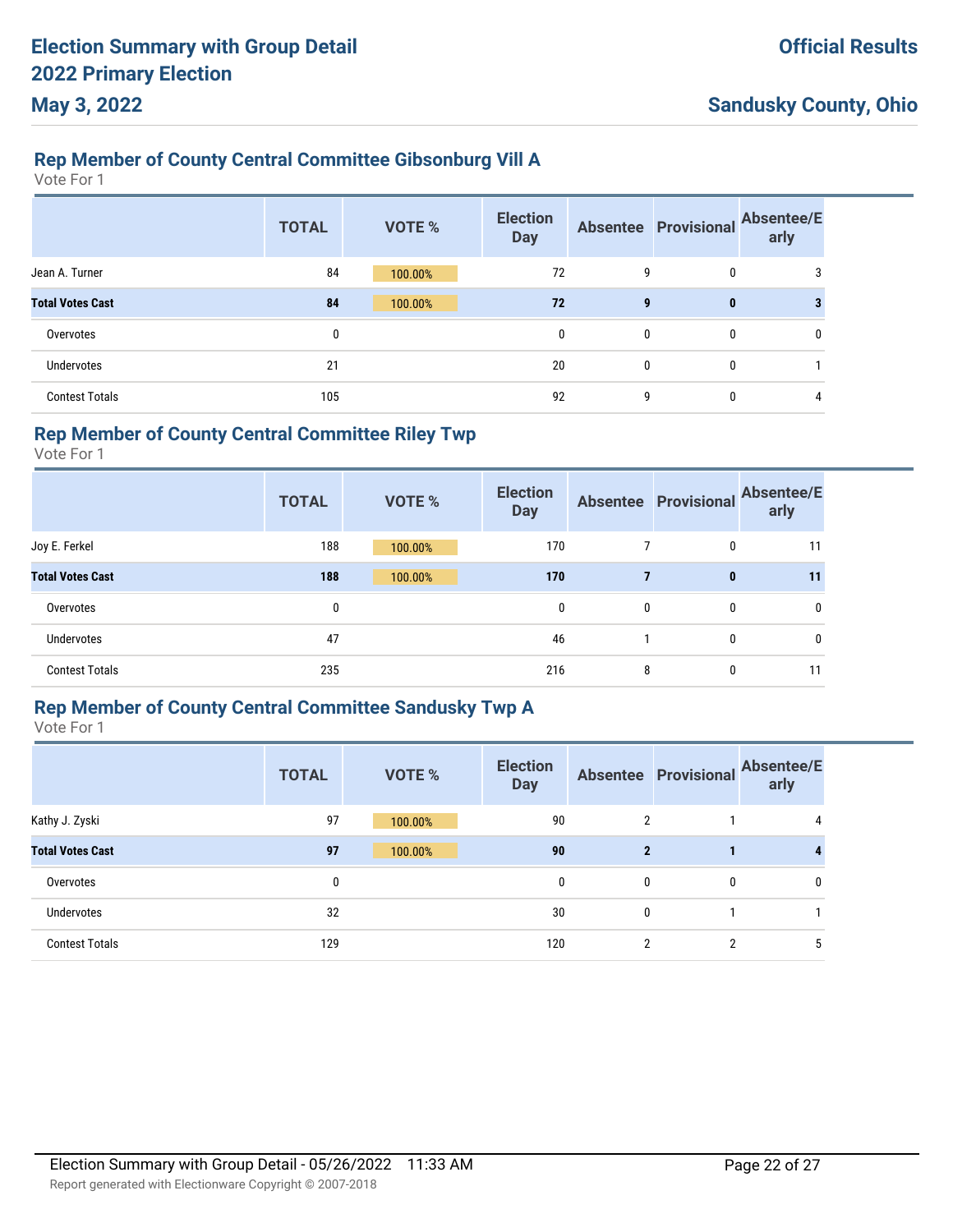# Election Summary with Group Detail
# 2022 Primary Election
# May 3, 2022

**Official Results**

**Sandusky County, Ohio**

## Rep Member of County Central Committee Gibsonburg Vill A

Vote For 1

| | TOTAL | VOTE % | Election Day | Absentee | Provisional | Absentee/Early |
|---|---|---|---|---|---|---|
| Jean A. Turner | 84 | 100.00% | 72 | 9 | 0 | 3 |
| **Total Votes Cast** | **84** | **100.00%** | **72** | **9** | **0** | **3** |
| Overvotes | 0 | | 0 | 0 | 0 | 0 |
| Undervotes | 21 | | 20 | 0 | 0 | 1 |
| Contest Totals | 105 | | 92 | 9 | 0 | 4 |

## Rep Member of County Central Committee Riley Twp

Vote For 1

| | TOTAL | VOTE % | Election Day | Absentee | Provisional | Absentee/Early |
|---|---|---|---|---|---|---|
| Joy E. Ferkel | 188 | 100.00% | 170 | 7 | 0 | 11 |
| **Total Votes Cast** | **188** | **100.00%** | **170** | **7** | **0** | **11** |
| Overvotes | 0 | | 0 | 0 | 0 | 0 |
| Undervotes | 47 | | 46 | 1 | 0 | 0 |
| Contest Totals | 235 | | 216 | 8 | 0 | 11 |

## Rep Member of County Central Committee Sandusky Twp A

Vote For 1

| | TOTAL | VOTE % | Election Day | Absentee | Provisional | Absentee/Early |
|---|---|---|---|---|---|---|
| Kathy J. Zyski | 97 | 100.00% | 90 | 2 | 1 | 4 |
| **Total Votes Cast** | **97** | **100.00%** | **90** | **2** | **1** | **4** |
| Overvotes | 0 | | 0 | 0 | 0 | 0 |
| Undervotes | 32 | | 30 | 0 | 1 | 1 |
| Contest Totals | 129 | | 120 | 2 | 2 | 5 |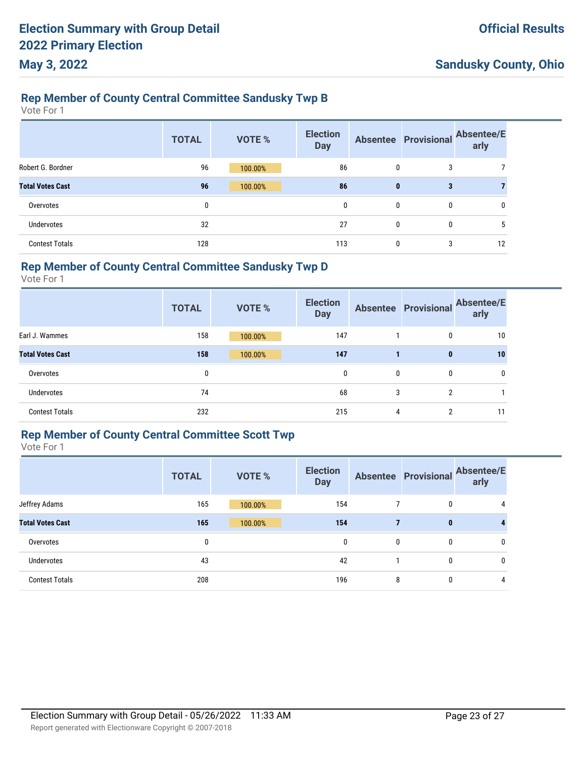## Rep Member of County Central Committee Sandusky Twp B

Vote For 1

| | TOTAL | VOTE % | Election Day | Absentee | Provisional | Absentee/Early |
|---|---|---|---|---|---|---|
| Robert G. Bordner | 96 | 100.00% | 86 | 0 | 3 | 7 |
| **Total Votes Cast** | **96** | **100.00%** | **86** | **0** | **3** | **7** |
| Overvotes | 0 | | 0 | 0 | 0 | 0 |
| Undervotes | 32 | | 27 | 0 | 0 | 5 |
| Contest Totals | 128 | | 113 | 0 | 3 | 12 |

## Rep Member of County Central Committee Sandusky Twp D

Vote For 1

| | TOTAL | VOTE % | Election Day | Absentee | Provisional | Absentee/Early |
|---|---|---|---|---|---|---|
| Earl J. Wammes | 158 | 100.00% | 147 | 1 | 0 | 10 |
| **Total Votes Cast** | **158** | **100.00%** | **147** | **1** | **0** | **10** |
| Overvotes | 0 | | 0 | 0 | 0 | 0 |
| Undervotes | 74 | | 68 | 3 | 2 | 1 |
| Contest Totals | 232 | | 215 | 4 | 2 | 11 |

## Rep Member of County Central Committee Scott Twp

Vote For 1

| | TOTAL | VOTE % | Election Day | Absentee | Provisional | Absentee/Early |
|---|---|---|---|---|---|---|
| Jeffrey Adams | 165 | 100.00% | 154 | 7 | 0 | 4 |
| **Total Votes Cast** | **165** | **100.00%** | **154** | **7** | **0** | **4** |
| Overvotes | 0 | | 0 | 0 | 0 | 0 |
| Undervotes | 43 | | 42 | 1 | 0 | 0 |
| Contest Totals | 208 | | 196 | 8 | 0 | 4 |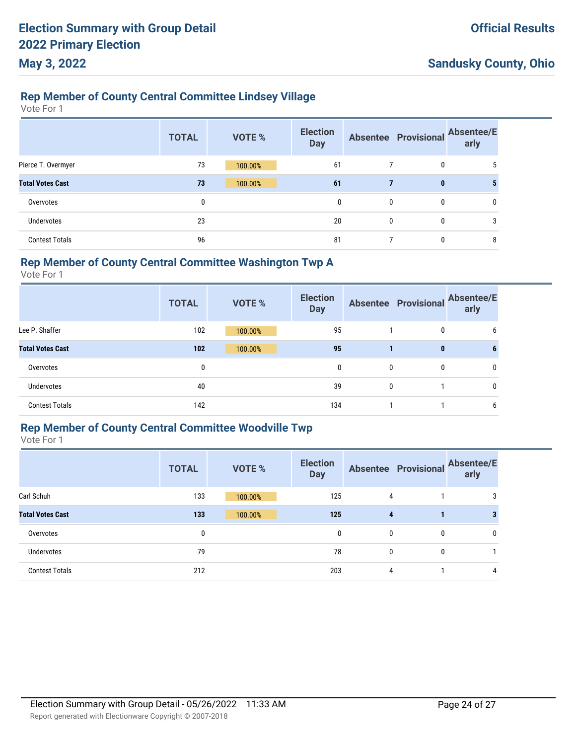# Election Summary with Group Detail
# 2022 Primary Election
# May 3, 2022

**Official Results**

**Sandusky County, Ohio**

## Rep Member of County Central Committee Lindsey Village

Vote For 1

| | TOTAL | VOTE % | Election Day | Absentee | Provisional | Absentee/Early |
|---|---|---|---|---|---|---|
| Pierce T. Overmyer | 73 | 100.00% | 61 | 7 | 0 | 5 |
| **Total Votes Cast** | **73** | **100.00%** | **61** | **7** | **0** | **5** |
| Overvotes | 0 | | 0 | 0 | 0 | 0 |
| Undervotes | 23 | | 20 | 0 | 0 | 3 |
| Contest Totals | 96 | | 81 | 7 | 0 | 8 |

## Rep Member of County Central Committee Washington Twp A

Vote For 1

| | TOTAL | VOTE % | Election Day | Absentee | Provisional | Absentee/Early |
|---|---|---|---|---|---|---|
| Lee P. Shaffer | 102 | 100.00% | 95 | 1 | 0 | 6 |
| **Total Votes Cast** | **102** | **100.00%** | **95** | **1** | **0** | **6** |
| Overvotes | 0 | | 0 | 0 | 0 | 0 |
| Undervotes | 40 | | 39 | 0 | 1 | 0 |
| Contest Totals | 142 | | 134 | 1 | 1 | 6 |

## Rep Member of County Central Committee Woodville Twp

Vote For 1

| | TOTAL | VOTE % | Election Day | Absentee | Provisional | Absentee/Early |
|---|---|---|---|---|---|---|
| Carl Schuh | 133 | 100.00% | 125 | 4 | 1 | 3 |
| **Total Votes Cast** | **133** | **100.00%** | **125** | **4** | **1** | **3** |
| Overvotes | 0 | | 0 | 0 | 0 | 0 |
| Undervotes | 79 | | 78 | 0 | 0 | 1 |
| Contest Totals | 212 | | 203 | 4 | 1 | 4 |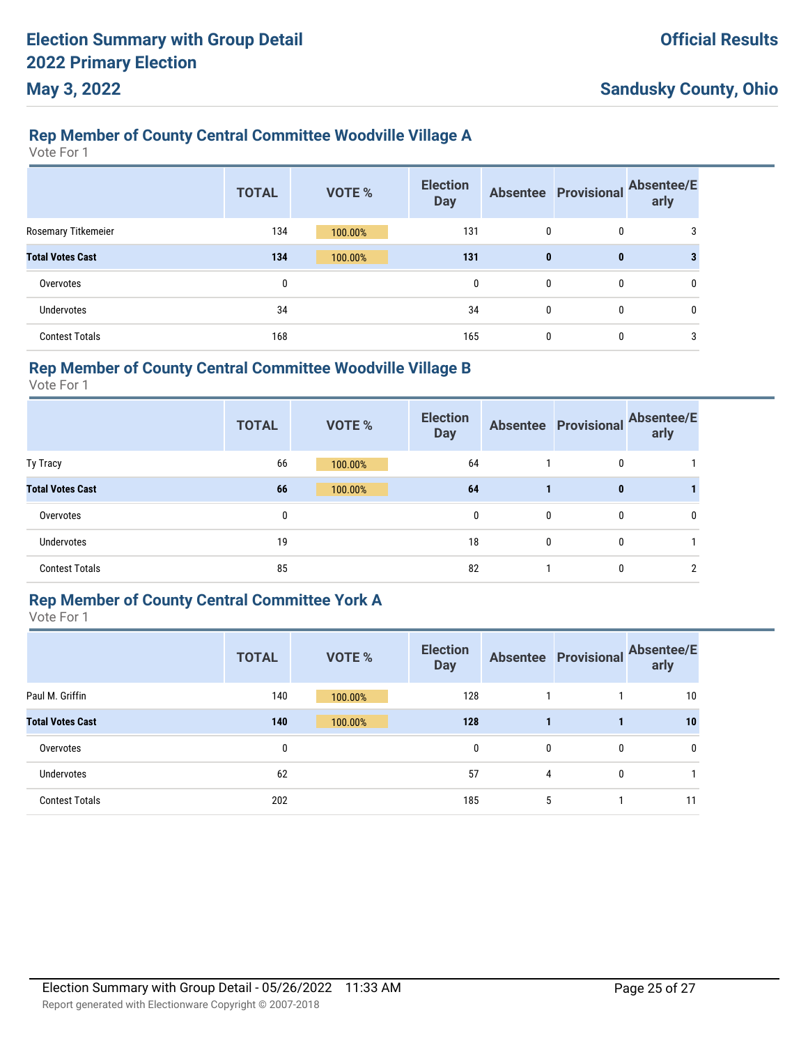## Rep Member of County Central Committee Woodville Village A

Vote For 1

| | TOTAL | VOTE % | Election Day | Absentee | Provisional | Absentee/Early |
|---|---|---|---|---|---|---|
| Rosemary Titkemeier | 134 | 100.00% | 131 | 0 | 0 | 3 |
| **Total Votes Cast** | **134** | **100.00%** | **131** | **0** | **0** | **3** |
| Overvotes | 0 | | 0 | 0 | 0 | 0 |
| Undervotes | 34 | | 34 | 0 | 0 | 0 |
| Contest Totals | 168 | | 165 | 0 | 0 | 3 |

## Rep Member of County Central Committee Woodville Village B

Vote For 1

| | TOTAL | VOTE % | Election Day | Absentee | Provisional | Absentee/Early |
|---|---|---|---|---|---|---|
| Ty Tracy | 66 | 100.00% | 64 | 1 | 0 | 1 |
| **Total Votes Cast** | **66** | **100.00%** | **64** | **1** | **0** | **1** |
| Overvotes | 0 | | 0 | 0 | 0 | 0 |
| Undervotes | 19 | | 18 | 0 | 0 | 1 |
| Contest Totals | 85 | | 82 | 1 | 0 | 2 |

## Rep Member of County Central Committee York A

Vote For 1

| | TOTAL | VOTE % | Election Day | Absentee | Provisional | Absentee/Early |
|---|---|---|---|---|---|---|
| Paul M. Griffin | 140 | 100.00% | 128 | 1 | 1 | 10 |
| **Total Votes Cast** | **140** | **100.00%** | **128** | **1** | **1** | **10** |
| Overvotes | 0 | | 0 | 0 | 0 | 0 |
| Undervotes | 62 | | 57 | 4 | 0 | 1 |
| Contest Totals | 202 | | 185 | 5 | 1 | 11 |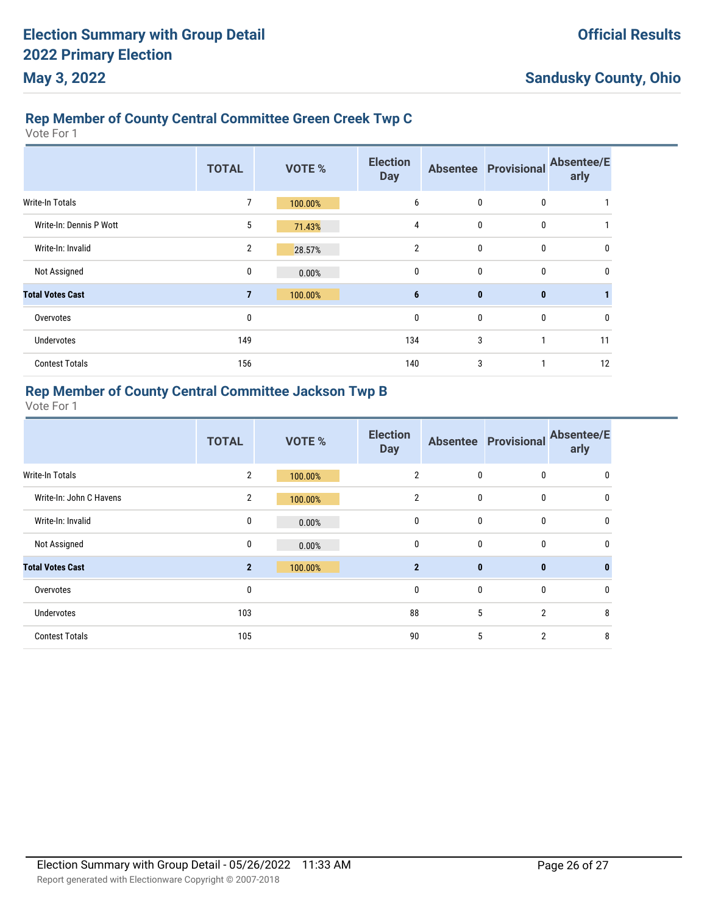## Rep Member of County Central Committee Green Creek Twp C

Vote For 1

| | TOTAL | VOTE % | Election Day | Absentee | Provisional | Absentee/Early |
|---|---|---|---|---|---|---|
| Write-In Totals | 7 | 100.00% | 6 | 0 | 0 | 1 |
| Write-In: Dennis P Wott | 5 | 71.43% | 4 | 0 | 0 | 1 |
| Write-In: Invalid | 2 | 28.57% | 2 | 0 | 0 | 0 |
| Not Assigned | 0 | 0.00% | 0 | 0 | 0 | 0 |
| **Total Votes Cast** | **7** | **100.00%** | **6** | **0** | **0** | **1** |
| Overvotes | 0 | | 0 | 0 | 0 | 0 |
| Undervotes | 149 | | 134 | 3 | 1 | 11 |
| Contest Totals | 156 | | 140 | 3 | 1 | 12 |

## Rep Member of County Central Committee Jackson Twp B

Vote For 1

| | TOTAL | VOTE % | Election Day | Absentee | Provisional | Absentee/Early |
|---|---|---|---|---|---|---|
| Write-In Totals | 2 | 100.00% | 2 | 0 | 0 | 0 |
| Write-In: John C Havens | 2 | 100.00% | 2 | 0 | 0 | 0 |
| Write-In: Invalid | 0 | 0.00% | 0 | 0 | 0 | 0 |
| Not Assigned | 0 | 0.00% | 0 | 0 | 0 | 0 |
| **Total Votes Cast** | **2** | **100.00%** | **2** | **0** | **0** | **0** |
| Overvotes | 0 | | 0 | 0 | 0 | 0 |
| Undervotes | 103 | | 88 | 5 | 2 | 8 |
| Contest Totals | 105 | | 90 | 5 | 2 | 8 |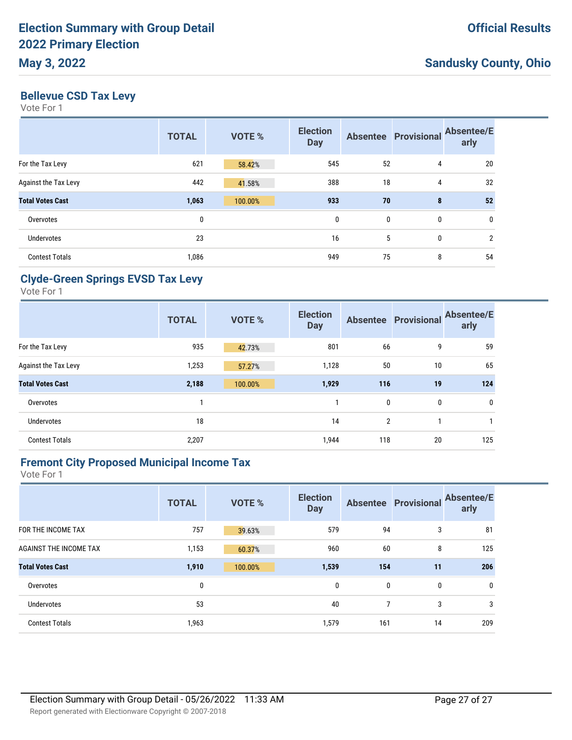# Election Summary with Group Detail 2022 Primary Election

**May 3, 2022**

**Official Results**

**Sandusky County, Ohio**

## Bellevue CSD Tax Levy

Vote For 1

| | TOTAL | VOTE % | Election Day | Absentee | Provisional | Absentee/Early |
|---|---|---|---|---|---|---|
| For the Tax Levy | 621 | 58.42% | 545 | 52 | 4 | 20 |
| Against the Tax Levy | 442 | 41.58% | 388 | 18 | 4 | 32 |
| **Total Votes Cast** | **1,063** | **100.00%** | **933** | **70** | **8** | **52** |
| Overvotes | 0 | | 0 | 0 | 0 | 0 |
| Undervotes | 23 | | 16 | 5 | 0 | 2 |
| Contest Totals | 1,086 | | 949 | 75 | 8 | 54 |

## Clyde-Green Springs EVSD Tax Levy

Vote For 1

| | TOTAL | VOTE % | Election Day | Absentee | Provisional | Absentee/Early |
|---|---|---|---|---|---|---|
| For the Tax Levy | 935 | 42.73% | 801 | 66 | 9 | 59 |
| Against the Tax Levy | 1,253 | 57.27% | 1,128 | 50 | 10 | 65 |
| **Total Votes Cast** | **2,188** | **100.00%** | **1,929** | **116** | **19** | **124** |
| Overvotes | 1 | | 1 | 0 | 0 | 0 |
| Undervotes | 18 | | 14 | 2 | 1 | 1 |
| Contest Totals | 2,207 | | 1,944 | 118 | 20 | 125 |

## Fremont City Proposed Municipal Income Tax

Vote For 1

| | TOTAL | VOTE % | Election Day | Absentee | Provisional | Absentee/Early |
|---|---|---|---|---|---|---|
| FOR THE INCOME TAX | 757 | 39.63% | 579 | 94 | 3 | 81 |
| AGAINST THE INCOME TAX | 1,153 | 60.37% | 960 | 60 | 8 | 125 |
| **Total Votes Cast** | **1,910** | **100.00%** | **1,539** | **154** | **11** | **206** |
| Overvotes | 0 | | 0 | 0 | 0 | 0 |
| Undervotes | 53 | | 40 | 7 | 3 | 3 |
| Contest Totals | 1,963 | | 1,579 | 161 | 14 | 209 |

Election Summary with Group Detail - 05/26/2022 11:33 AM

Report generated with Electionware Copyright © 2007-2018